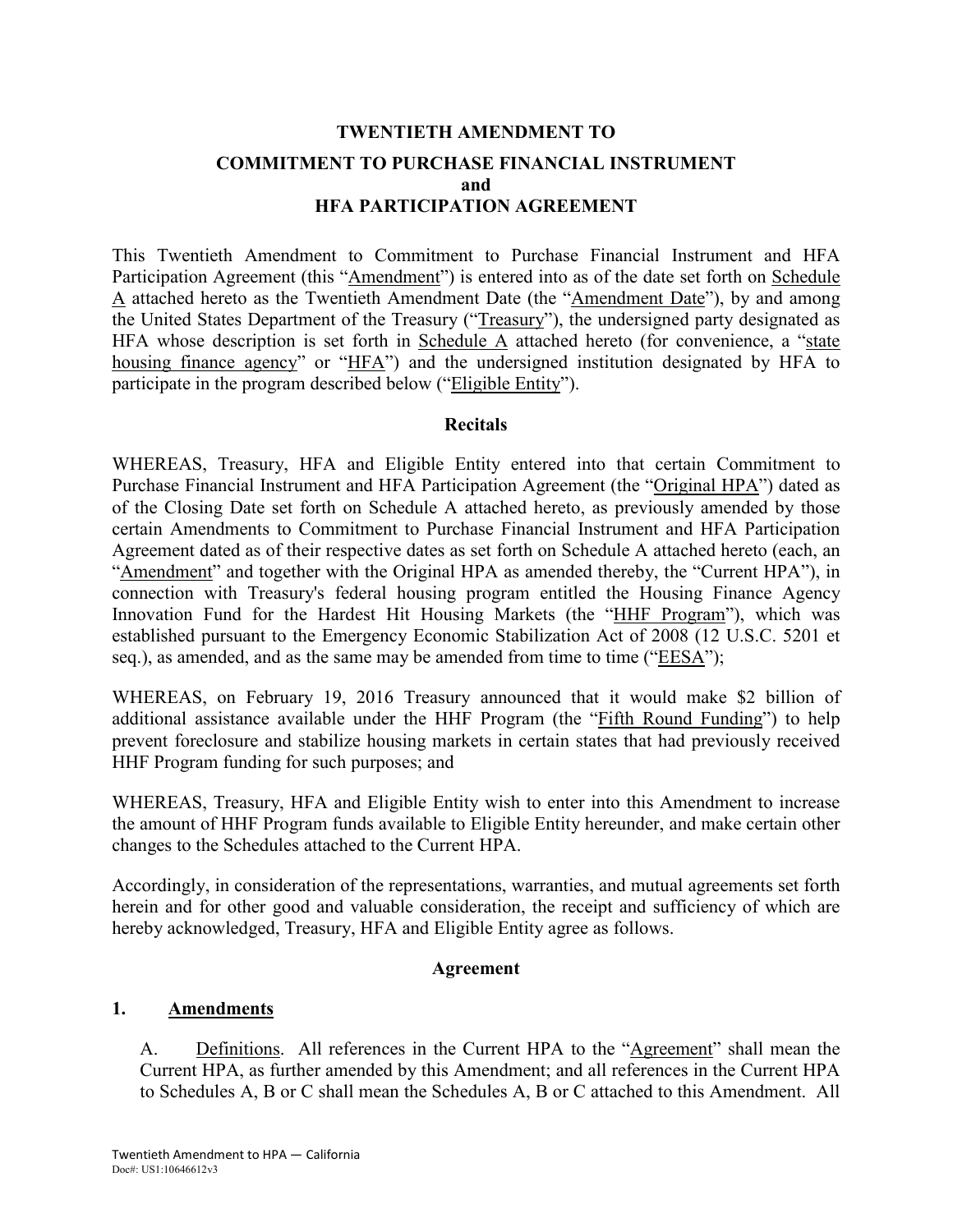# TWENTIETH AMENDMENT TO
## COMMITMENT TO PURCHASE FINANCIAL INSTRUMENT
## and
## HFA PARTICIPATION AGREEMENT

This Twentieth Amendment to Commitment to Purchase Financial Instrument and HFA Participation Agreement (this "Amendment") is entered into as of the date set forth on Schedule A attached hereto as the Twentieth Amendment Date (the "Amendment Date"), by and among the United States Department of the Treasury ("Treasury"), the undersigned party designated as HFA whose description is set forth in Schedule A attached hereto (for convenience, a "state housing finance agency" or "HFA") and the undersigned institution designated by HFA to participate in the program described below ("Eligible Entity").

### Recitals

WHEREAS, Treasury, HFA and Eligible Entity entered into that certain Commitment to Purchase Financial Instrument and HFA Participation Agreement (the "Original HPA") dated as of the Closing Date set forth on Schedule A attached hereto, as previously amended by those certain Amendments to Commitment to Purchase Financial Instrument and HFA Participation Agreement dated as of their respective dates as set forth on Schedule A attached hereto (each, an "Amendment" and together with the Original HPA as amended thereby, the "Current HPA"), in connection with Treasury's federal housing program entitled the Housing Finance Agency Innovation Fund for the Hardest Hit Housing Markets (the "HHF Program"), which was established pursuant to the Emergency Economic Stabilization Act of 2008 (12 U.S.C. 5201 et seq.), as amended, and as the same may be amended from time to time ("EESA");

WHEREAS, on February 19, 2016 Treasury announced that it would make $2 billion of additional assistance available under the HHF Program (the "Fifth Round Funding") to help prevent foreclosure and stabilize housing markets in certain states that had previously received HHF Program funding for such purposes; and

WHEREAS, Treasury, HFA and Eligible Entity wish to enter into this Amendment to increase the amount of HHF Program funds available to Eligible Entity hereunder, and make certain other changes to the Schedules attached to the Current HPA.

Accordingly, in consideration of the representations, warranties, and mutual agreements set forth herein and for other good and valuable consideration, the receipt and sufficiency of which are hereby acknowledged, Treasury, HFA and Eligible Entity agree as follows.

### Agreement

**1. Amendments**

A. Definitions. All references in the Current HPA to the "Agreement" shall mean the Current HPA, as further amended by this Amendment; and all references in the Current HPA to Schedules A, B or C shall mean the Schedules A, B or C attached to this Amendment. All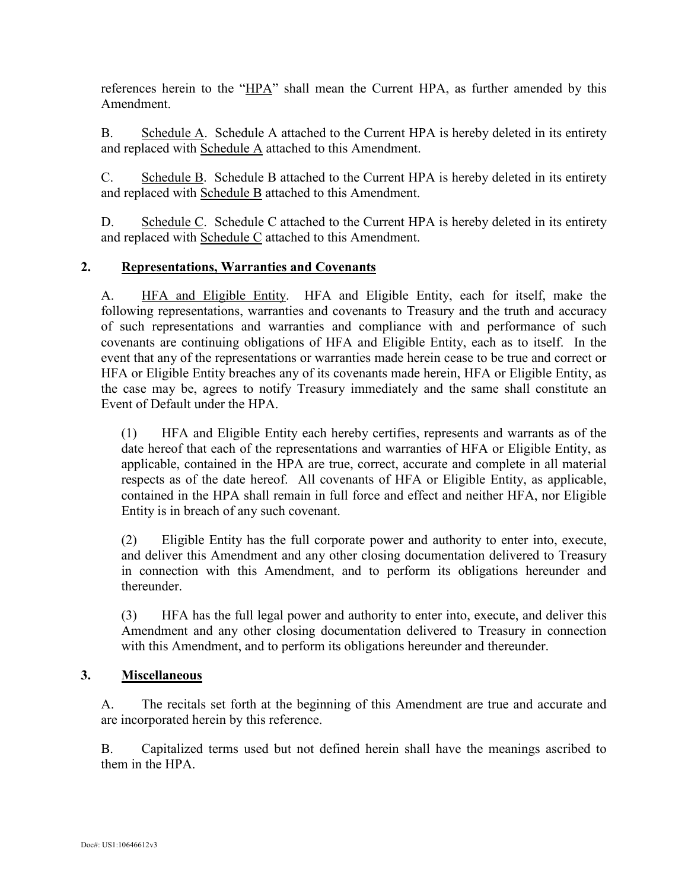references herein to the "HPA" shall mean the Current HPA, as further amended by this Amendment.

B. Schedule A. Schedule A attached to the Current HPA is hereby deleted in its entirety and replaced with Schedule A attached to this Amendment.

C. Schedule B. Schedule B attached to the Current HPA is hereby deleted in its entirety and replaced with Schedule B attached to this Amendment.

D. Schedule C. Schedule C attached to the Current HPA is hereby deleted in its entirety and replaced with Schedule C attached to this Amendment.

## 2. Representations, Warranties and Covenants

A. HFA and Eligible Entity. HFA and Eligible Entity, each for itself, make the following representations, warranties and covenants to Treasury and the truth and accuracy of such representations and warranties and compliance with and performance of such covenants are continuing obligations of HFA and Eligible Entity, each as to itself. In the event that any of the representations or warranties made herein cease to be true and correct or HFA or Eligible Entity breaches any of its covenants made herein, HFA or Eligible Entity, as the case may be, agrees to notify Treasury immediately and the same shall constitute an Event of Default under the HPA.

(1) HFA and Eligible Entity each hereby certifies, represents and warrants as of the date hereof that each of the representations and warranties of HFA or Eligible Entity, as applicable, contained in the HPA are true, correct, accurate and complete in all material respects as of the date hereof. All covenants of HFA or Eligible Entity, as applicable, contained in the HPA shall remain in full force and effect and neither HFA, nor Eligible Entity is in breach of any such covenant.

(2) Eligible Entity has the full corporate power and authority to enter into, execute, and deliver this Amendment and any other closing documentation delivered to Treasury in connection with this Amendment, and to perform its obligations hereunder and thereunder.

(3) HFA has the full legal power and authority to enter into, execute, and deliver this Amendment and any other closing documentation delivered to Treasury in connection with this Amendment, and to perform its obligations hereunder and thereunder.

## 3. Miscellaneous

A. The recitals set forth at the beginning of this Amendment are true and accurate and are incorporated herein by this reference.

B. Capitalized terms used but not defined herein shall have the meanings ascribed to them in the HPA.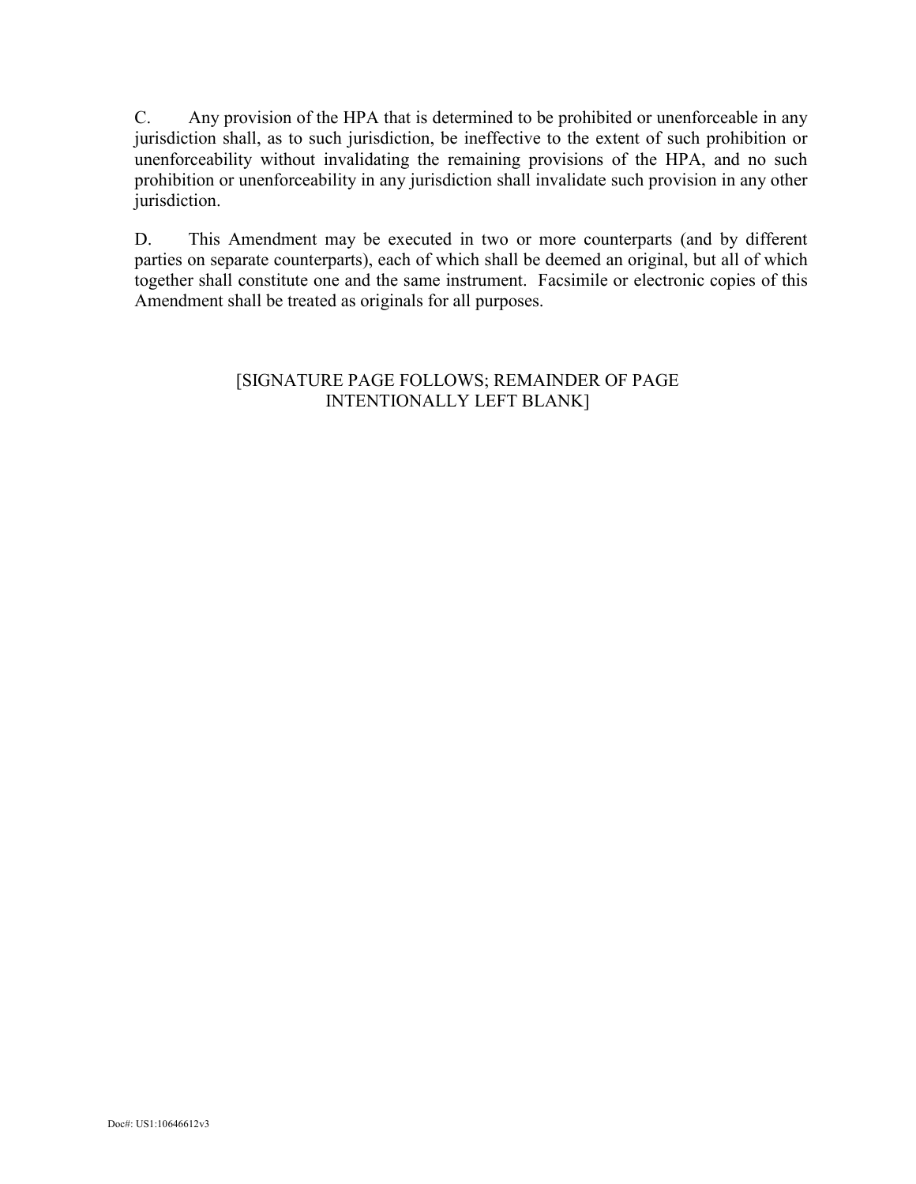C. Any provision of the HPA that is determined to be prohibited or unenforceable in any jurisdiction shall, as to such jurisdiction, be ineffective to the extent of such prohibition or unenforceability without invalidating the remaining provisions of the HPA, and no such prohibition or unenforceability in any jurisdiction shall invalidate such provision in any other jurisdiction.

D. This Amendment may be executed in two or more counterparts (and by different parties on separate counterparts), each of which shall be deemed an original, but all of which together shall constitute one and the same instrument. Facsimile or electronic copies of this Amendment shall be treated as originals for all purposes.

[SIGNATURE PAGE FOLLOWS; REMAINDER OF PAGE INTENTIONALLY LEFT BLANK]

Doc#: US1:10646612v3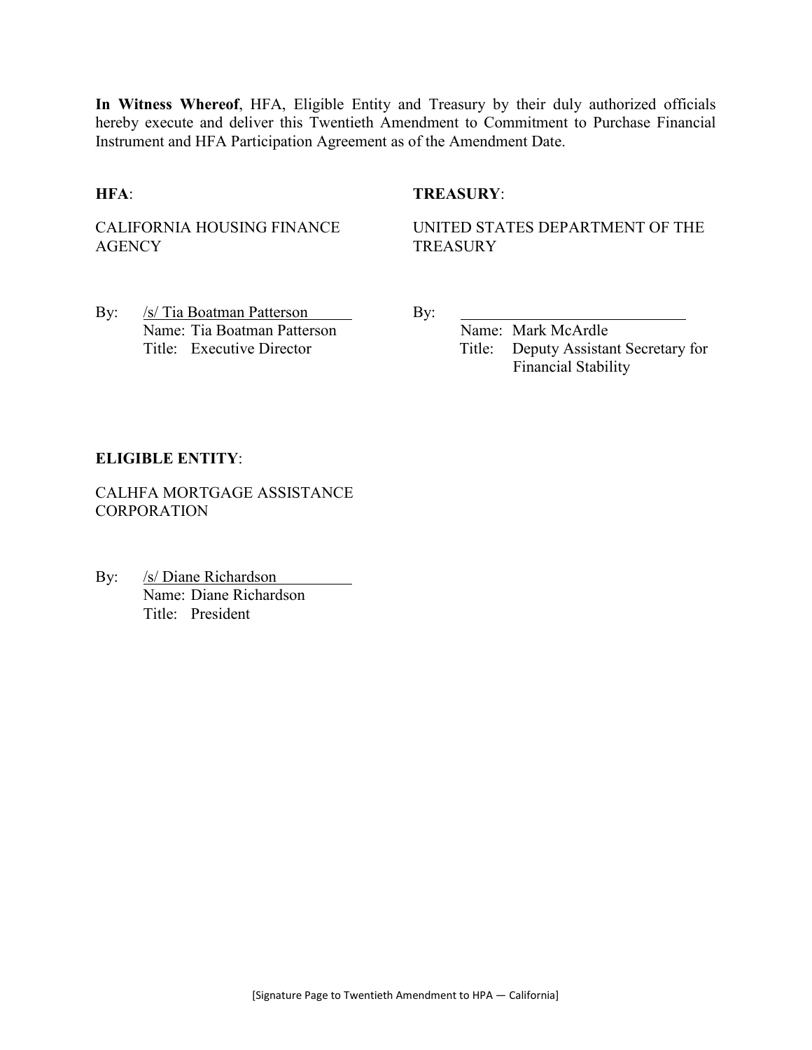**In Witness Whereof**, HFA, Eligible Entity and Treasury by their duly authorized officials hereby execute and deliver this Twentieth Amendment to Commitment to Purchase Financial Instrument and HFA Participation Agreement as of the Amendment Date.

**HFA**:

CALIFORNIA HOUSING FINANCE AGENCY

By: /s/ Tia Boatman Patterson
Name: Tia Boatman Patterson
Title: Executive Director

**TREASURY**:

UNITED STATES DEPARTMENT OF THE TREASURY

By: ______________________________
Name: Mark McArdle
Title: Deputy Assistant Secretary for Financial Stability

**ELIGIBLE ENTITY**:

CALHFA MORTGAGE ASSISTANCE CORPORATION

By: /s/ Diane Richardson
Name: Diane Richardson
Title: President

[Signature Page to Twentieth Amendment to HPA — California]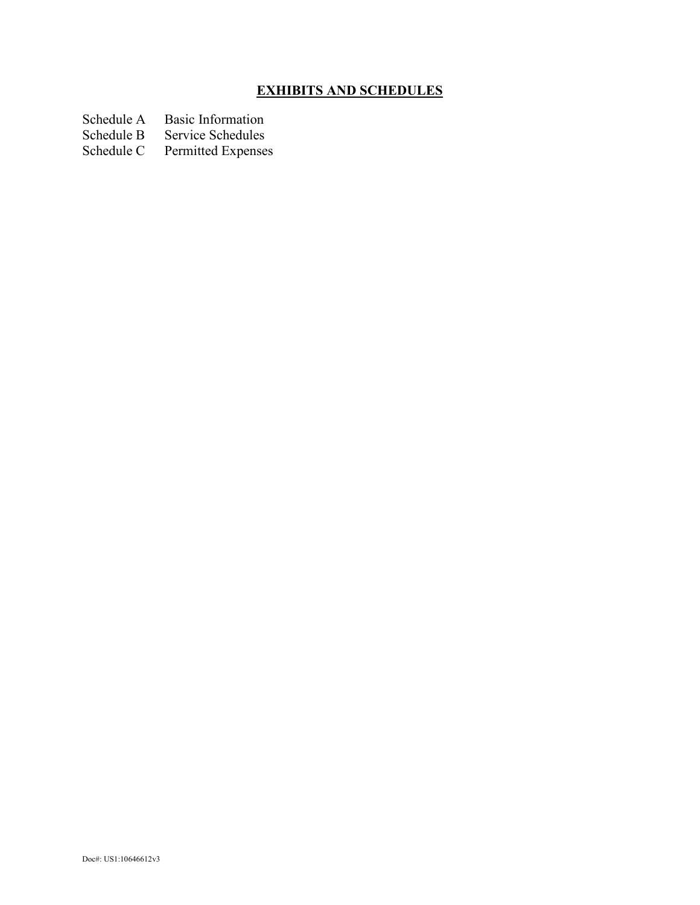## EXHIBITS AND SCHEDULES

| | |
|---|---|
| Schedule A | Basic Information |
| Schedule B | Service Schedules |
| Schedule C | Permitted Expenses |

Doc#: US1:10646612v3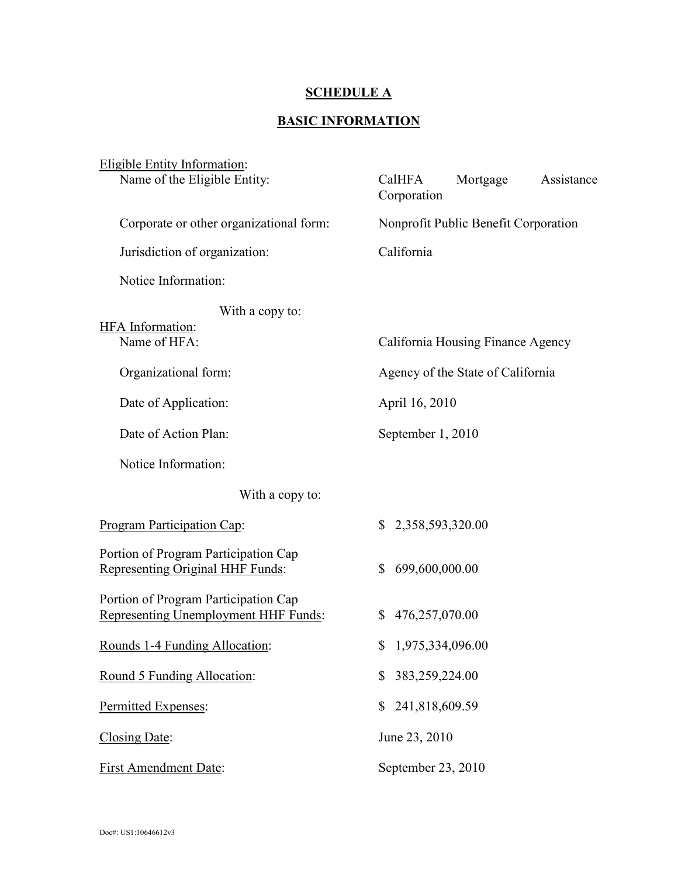## SCHEDULE A

## BASIC INFORMATION

Eligible Entity Information:

| | |
|---|---|
| Name of the Eligible Entity: | CalHFA Mortgage Assistance Corporation |
| Corporate or other organizational form: | Nonprofit Public Benefit Corporation |
| Jurisdiction of organization: | California |
| Notice Information: | |
| With a copy to: | |

HFA Information:

| | |
|---|---|
| Name of HFA: | California Housing Finance Agency |
| Organizational form: | Agency of the State of California |
| Date of Application: | April 16, 2010 |
| Date of Action Plan: | September 1, 2010 |
| Notice Information: | |
| With a copy to: | |

| | |
|---|---|
| Program Participation Cap: | $ 2,358,593,320.00 |
| Portion of Program Participation Cap Representing Original HHF Funds: | $ 699,600,000.00 |
| Portion of Program Participation Cap Representing Unemployment HHF Funds: | $ 476,257,070.00 |
| Rounds 1-4 Funding Allocation: | $ 1,975,334,096.00 |
| Round 5 Funding Allocation: | $ 383,259,224.00 |
| Permitted Expenses: | $ 241,818,609.59 |
| Closing Date: | June 23, 2010 |
| First Amendment Date: | September 23, 2010 |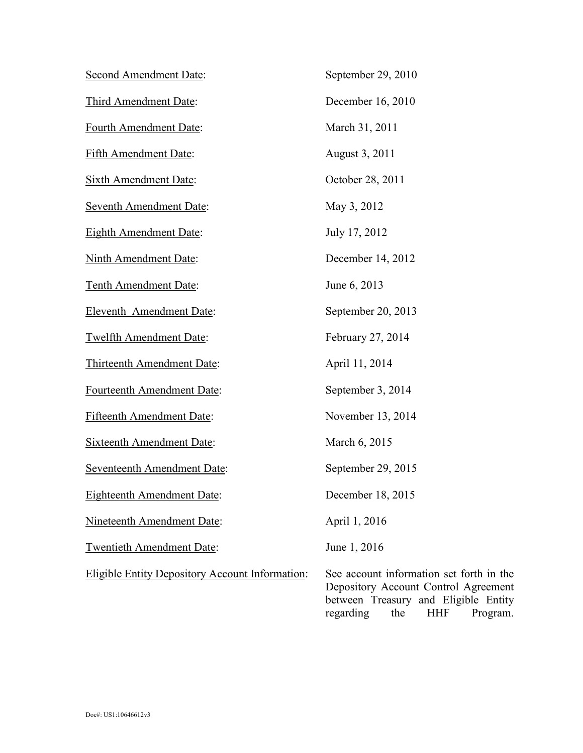| | |
|---|---|
| Second Amendment Date: | September 29, 2010 |
| Third Amendment Date: | December 16, 2010 |
| Fourth Amendment Date: | March 31, 2011 |
| Fifth Amendment Date: | August 3, 2011 |
| Sixth Amendment Date: | October 28, 2011 |
| Seventh Amendment Date: | May 3, 2012 |
| Eighth Amendment Date: | July 17, 2012 |
| Ninth Amendment Date: | December 14, 2012 |
| Tenth Amendment Date: | June 6, 2013 |
| Eleventh Amendment Date: | September 20, 2013 |
| Twelfth Amendment Date: | February 27, 2014 |
| Thirteenth Amendment Date: | April 11, 2014 |
| Fourteenth Amendment Date: | September 3, 2014 |
| Fifteenth Amendment Date: | November 13, 2014 |
| Sixteenth Amendment Date: | March 6, 2015 |
| Seventeenth Amendment Date: | September 29, 2015 |
| Eighteenth Amendment Date: | December 18, 2015 |
| Nineteenth Amendment Date: | April 1, 2016 |
| Twentieth Amendment Date: | June 1, 2016 |
| Eligible Entity Depository Account Information: | See account information set forth in the Depository Account Control Agreement between Treasury and Eligible Entity regarding the HHF Program. |

Doc#: US1:10646612v3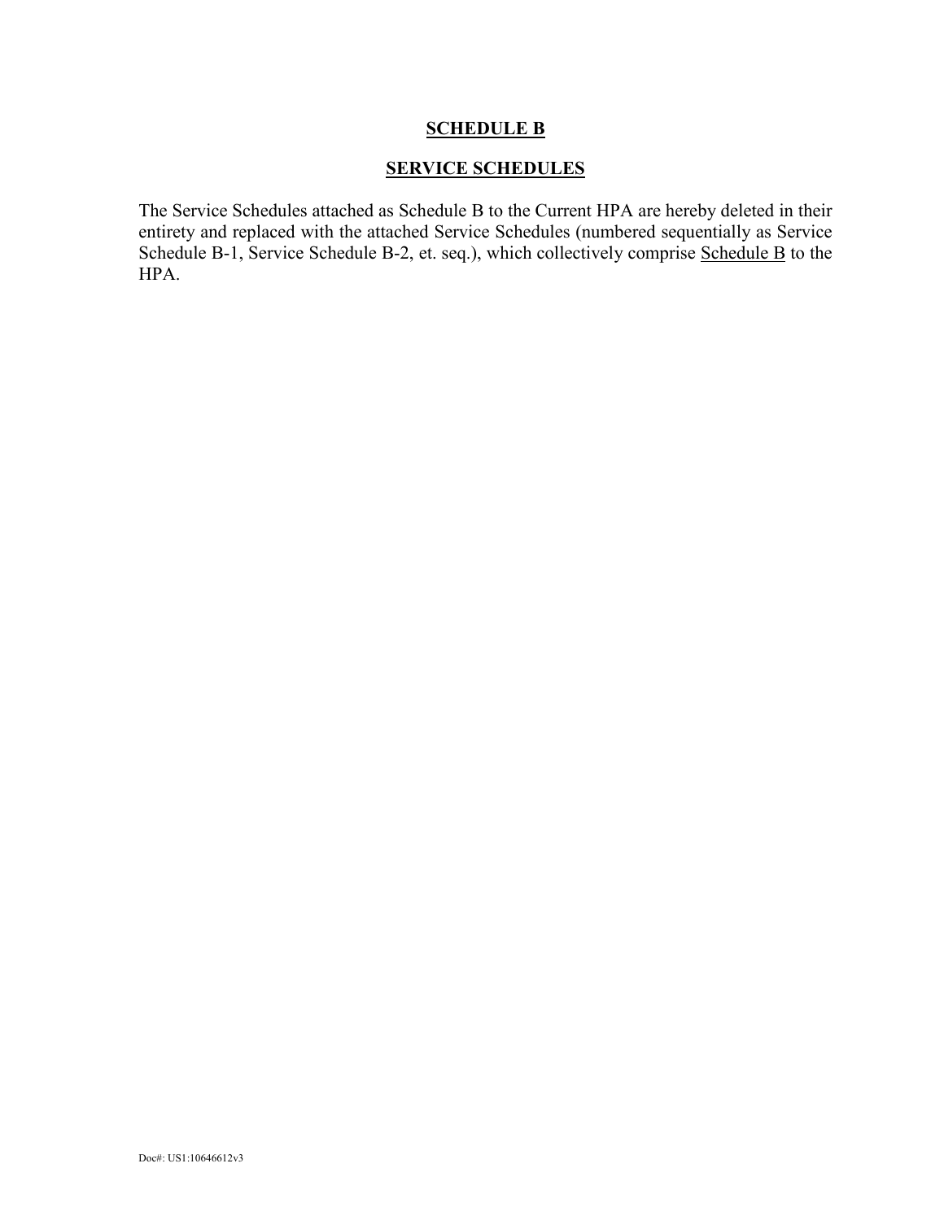# SCHEDULE B

## SERVICE SCHEDULES

The Service Schedules attached as Schedule B to the Current HPA are hereby deleted in their entirety and replaced with the attached Service Schedules (numbered sequentially as Service Schedule B-1, Service Schedule B-2, et. seq.), which collectively comprise Schedule B to the HPA.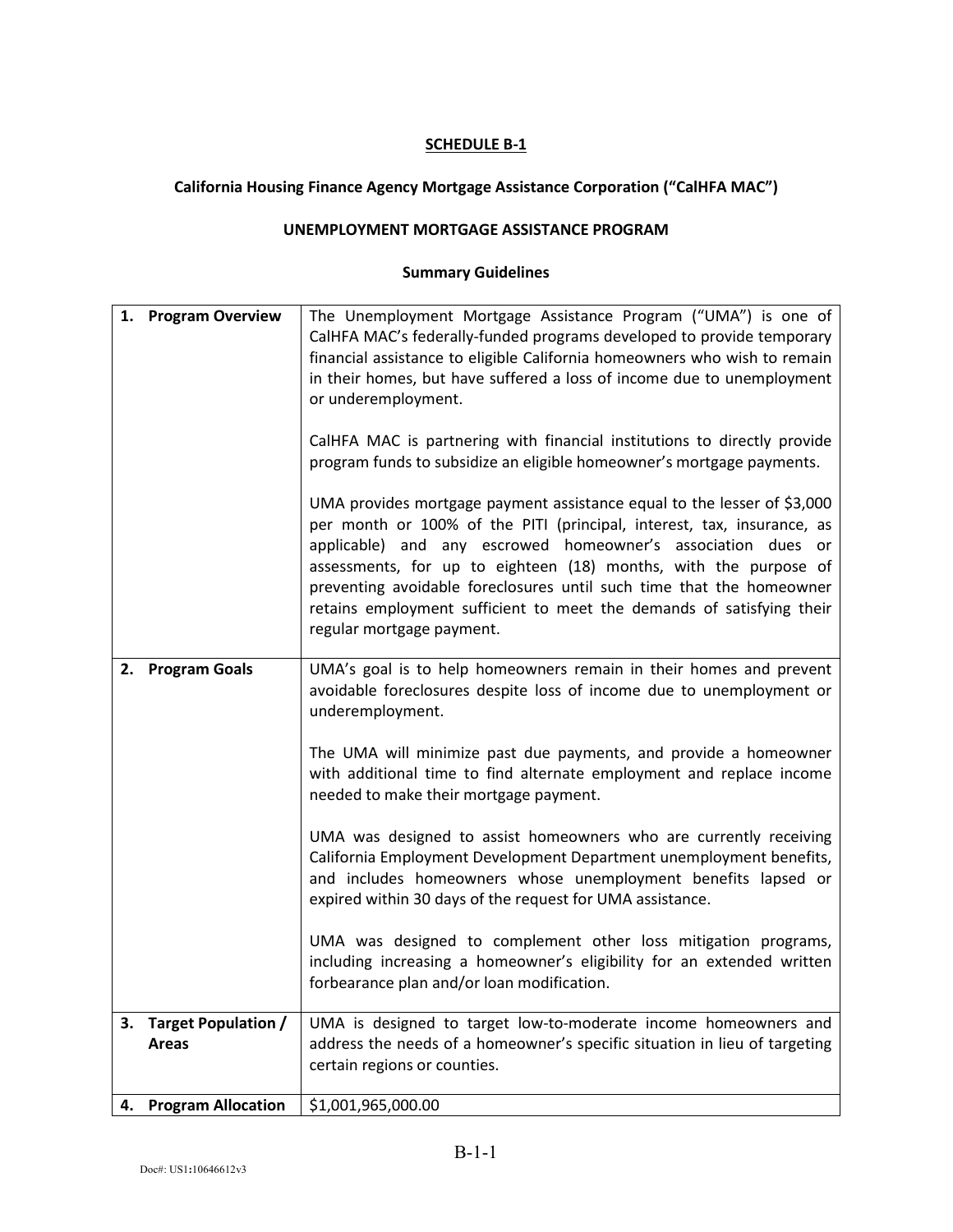**SCHEDULE B-1**

**California Housing Finance Agency Mortgage Assistance Corporation ("CalHFA MAC")**

**UNEMPLOYMENT MORTGAGE ASSISTANCE PROGRAM**

**Summary Guidelines**

| | |
|---|---|
| **1. Program Overview** | The Unemployment Mortgage Assistance Program ("UMA") is one of CalHFA MAC's federally-funded programs developed to provide temporary financial assistance to eligible California homeowners who wish to remain in their homes, but have suffered a loss of income due to unemployment or underemployment.<br><br>CalHFA MAC is partnering with financial institutions to directly provide program funds to subsidize an eligible homeowner's mortgage payments.<br><br>UMA provides mortgage payment assistance equal to the lesser of $3,000 per month or 100% of the PITI (principal, interest, tax, insurance, as applicable) and any escrowed homeowner's association dues or assessments, for up to eighteen (18) months, with the purpose of preventing avoidable foreclosures until such time that the homeowner retains employment sufficient to meet the demands of satisfying their regular mortgage payment. |
| **2. Program Goals** | UMA's goal is to help homeowners remain in their homes and prevent avoidable foreclosures despite loss of income due to unemployment or underemployment.<br><br>The UMA will minimize past due payments, and provide a homeowner with additional time to find alternate employment and replace income needed to make their mortgage payment.<br><br>UMA was designed to assist homeowners who are currently receiving California Employment Development Department unemployment benefits, and includes homeowners whose unemployment benefits lapsed or expired within 30 days of the request for UMA assistance.<br><br>UMA was designed to complement other loss mitigation programs, including increasing a homeowner's eligibility for an extended written forbearance plan and/or loan modification. |
| **3. Target Population / Areas** | UMA is designed to target low-to-moderate income homeowners and address the needs of a homeowner's specific situation in lieu of targeting certain regions or counties. |
| **4. Program Allocation** | $1,001,965,000.00 |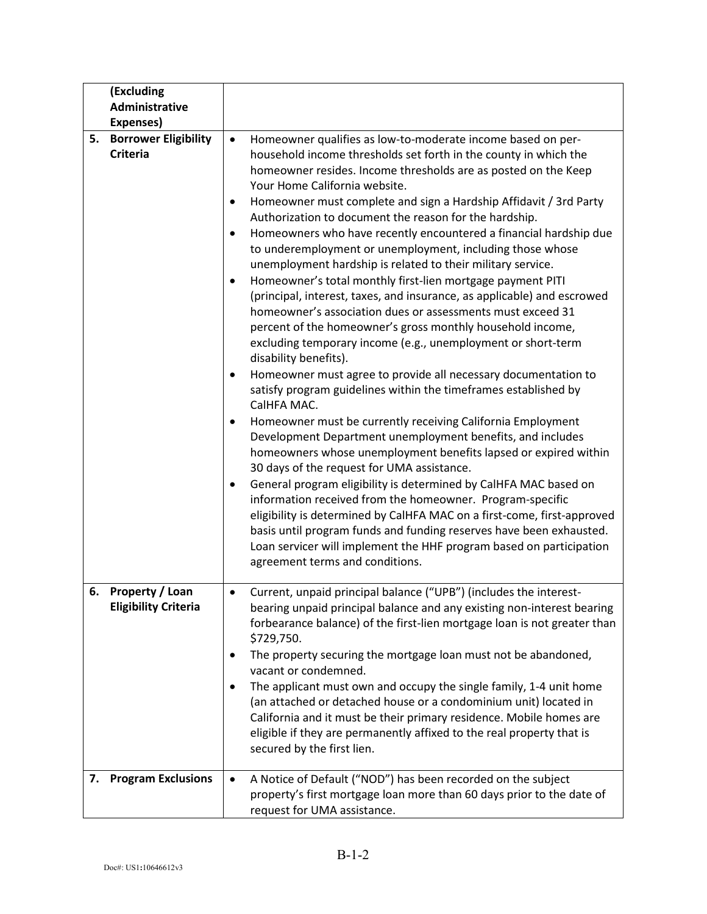|  |  |  |
|---|---|---|
|  | **(Excluding Administrative Expenses)** |  |
| **5.** | **Borrower Eligibility Criteria** | • Homeowner qualifies as low-to-moderate income based on per-household income thresholds set forth in the county in which the homeowner resides. Income thresholds are as posted on the Keep Your Home California website.<br>• Homeowner must complete and sign a Hardship Affidavit / 3rd Party Authorization to document the reason for the hardship.<br>• Homeowners who have recently encountered a financial hardship due to underemployment or unemployment, including those whose unemployment hardship is related to their military service.<br>• Homeowner's total monthly first-lien mortgage payment PITI (principal, interest, taxes, and insurance, as applicable) and escrowed homeowner's association dues or assessments must exceed 31 percent of the homeowner's gross monthly household income, excluding temporary income (e.g., unemployment or short-term disability benefits).<br>• Homeowner must agree to provide all necessary documentation to satisfy program guidelines within the timeframes established by CalHFA MAC.<br>• Homeowner must be currently receiving California Employment Development Department unemployment benefits, and includes homeowners whose unemployment benefits lapsed or expired within 30 days of the request for UMA assistance.<br>• General program eligibility is determined by CalHFA MAC based on information received from the homeowner. Program-specific eligibility is determined by CalHFA MAC on a first-come, first-approved basis until program funds and funding reserves have been exhausted. Loan servicer will implement the HHF program based on participation agreement terms and conditions. |
| **6.** | **Property / Loan Eligibility Criteria** | • Current, unpaid principal balance ("UPB") (includes the interest-bearing unpaid principal balance and any existing non-interest bearing forbearance balance) of the first-lien mortgage loan is not greater than $729,750.<br>• The property securing the mortgage loan must not be abandoned, vacant or condemned.<br>• The applicant must own and occupy the single family, 1-4 unit home (an attached or detached house or a condominium unit) located in California and it must be their primary residence. Mobile homes are eligible if they are permanently affixed to the real property that is secured by the first lien. |
| **7.** | **Program Exclusions** | • A Notice of Default ("NOD") has been recorded on the subject property's first mortgage loan more than 60 days prior to the date of request for UMA assistance. |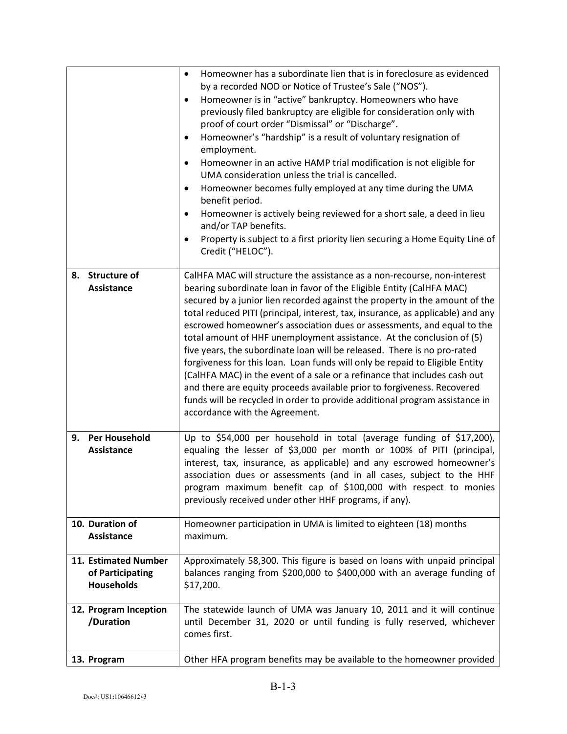| | |
|---|---|
| | • Homeowner has a subordinate lien that is in foreclosure as evidenced by a recorded NOD or Notice of Trustee's Sale ("NOS").<br>• Homeowner is in "active" bankruptcy. Homeowners who have previously filed bankruptcy are eligible for consideration only with proof of court order "Dismissal" or "Discharge".<br>• Homeowner's "hardship" is a result of voluntary resignation of employment.<br>• Homeowner in an active HAMP trial modification is not eligible for UMA consideration unless the trial is cancelled.<br>• Homeowner becomes fully employed at any time during the UMA benefit period.<br>• Homeowner is actively being reviewed for a short sale, a deed in lieu and/or TAP benefits.<br>• Property is subject to a first priority lien securing a Home Equity Line of Credit ("HELOC"). |
| **8. Structure of Assistance** | CalHFA MAC will structure the assistance as a non-recourse, non-interest bearing subordinate loan in favor of the Eligible Entity (CalHFA MAC) secured by a junior lien recorded against the property in the amount of the total reduced PITI (principal, interest, tax, insurance, as applicable) and any escrowed homeowner's association dues or assessments, and equal to the total amount of HHF unemployment assistance. At the conclusion of (5) five years, the subordinate loan will be released. There is no pro-rated forgiveness for this loan. Loan funds will only be repaid to Eligible Entity (CalHFA MAC) in the event of a sale or a refinance that includes cash out and there are equity proceeds available prior to forgiveness. Recovered funds will be recycled in order to provide additional program assistance in accordance with the Agreement. |
| **9. Per Household Assistance** | Up to $54,000 per household in total (average funding of $17,200), equaling the lesser of $3,000 per month or 100% of PITI (principal, interest, tax, insurance, as applicable) and any escrowed homeowner's association dues or assessments (and in all cases, subject to the HHF program maximum benefit cap of $100,000 with respect to monies previously received under other HHF programs, if any). |
| **10. Duration of Assistance** | Homeowner participation in UMA is limited to eighteen (18) months maximum. |
| **11. Estimated Number of Participating Households** | Approximately 58,300. This figure is based on loans with unpaid principal balances ranging from $200,000 to $400,000 with an average funding of $17,200. |
| **12. Program Inception /Duration** | The statewide launch of UMA was January 10, 2011 and it will continue until December 31, 2020 or until funding is fully reserved, whichever comes first. |
| **13. Program** | Other HFA program benefits may be available to the homeowner provided |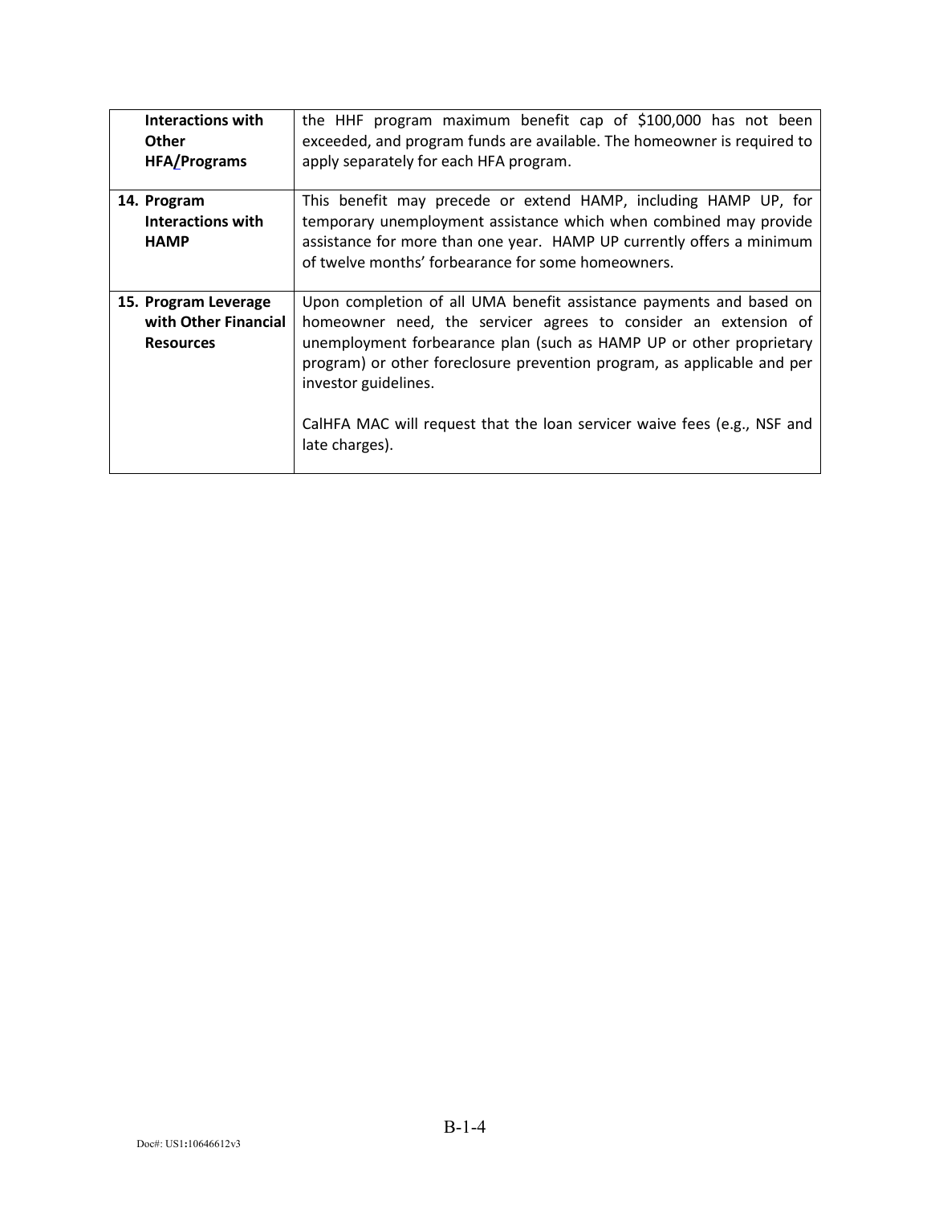| | |
|---|---|
| **Interactions with Other HFA/Programs** | the HHF program maximum benefit cap of $100,000 has not been exceeded, and program funds are available. The homeowner is required to apply separately for each HFA program. |
| **14. Program Interactions with HAMP** | This benefit may precede or extend HAMP, including HAMP UP, for temporary unemployment assistance which when combined may provide assistance for more than one year. HAMP UP currently offers a minimum of twelve months' forbearance for some homeowners. |
| **15. Program Leverage with Other Financial Resources** | Upon completion of all UMA benefit assistance payments and based on homeowner need, the servicer agrees to consider an extension of unemployment forbearance plan (such as HAMP UP or other proprietary program) or other foreclosure prevention program, as applicable and per investor guidelines.<br><br>CalHFA MAC will request that the loan servicer waive fees (e.g., NSF and late charges). |

Doc#: US1:10646612v3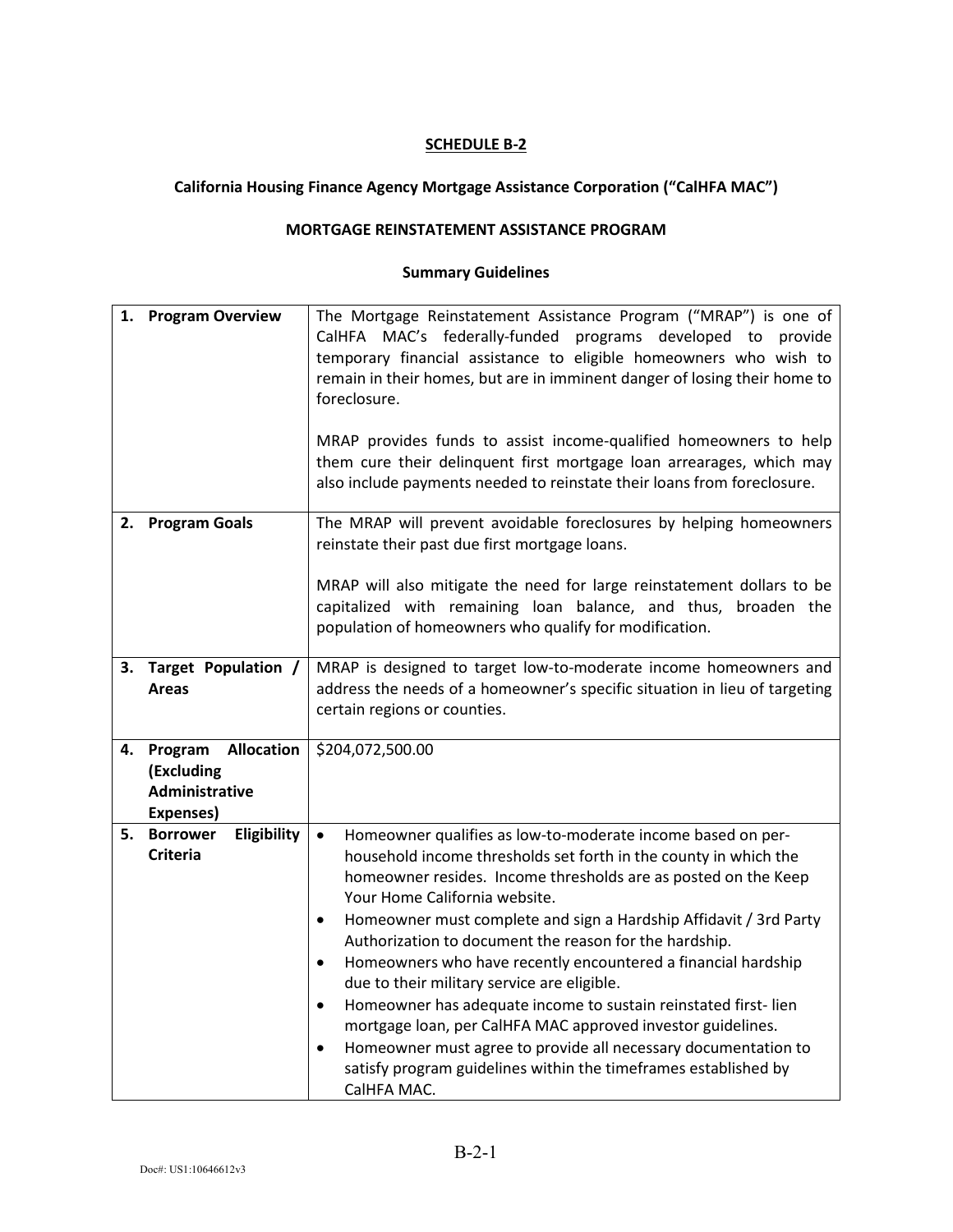**SCHEDULE B-2**

**California Housing Finance Agency Mortgage Assistance Corporation ("CalHFA MAC")**

**MORTGAGE REINSTATEMENT ASSISTANCE PROGRAM**

**Summary Guidelines**

| | |
|---|---|
| **1. Program Overview** | The Mortgage Reinstatement Assistance Program ("MRAP") is one of CalHFA MAC's federally-funded programs developed to provide temporary financial assistance to eligible homeowners who wish to remain in their homes, but are in imminent danger of losing their home to foreclosure.<br><br>MRAP provides funds to assist income-qualified homeowners to help them cure their delinquent first mortgage loan arrearages, which may also include payments needed to reinstate their loans from foreclosure. |
| **2. Program Goals** | The MRAP will prevent avoidable foreclosures by helping homeowners reinstate their past due first mortgage loans.<br><br>MRAP will also mitigate the need for large reinstatement dollars to be capitalized with remaining loan balance, and thus, broaden the population of homeowners who qualify for modification. |
| **3. Target Population / Areas** | MRAP is designed to target low-to-moderate income homeowners and address the needs of a homeowner's specific situation in lieu of targeting certain regions or counties. |
| **4. Program Allocation (Excluding Administrative Expenses)** | $204,072,500.00 |
| **5. Borrower Eligibility Criteria** | • Homeowner qualifies as low-to-moderate income based on per-household income thresholds set forth in the county in which the homeowner resides. Income thresholds are as posted on the Keep Your Home California website.<br>• Homeowner must complete and sign a Hardship Affidavit / 3rd Party Authorization to document the reason for the hardship.<br>• Homeowners who have recently encountered a financial hardship due to their military service are eligible.<br>• Homeowner has adequate income to sustain reinstated first- lien mortgage loan, per CalHFA MAC approved investor guidelines.<br>• Homeowner must agree to provide all necessary documentation to satisfy program guidelines within the timeframes established by CalHFA MAC. |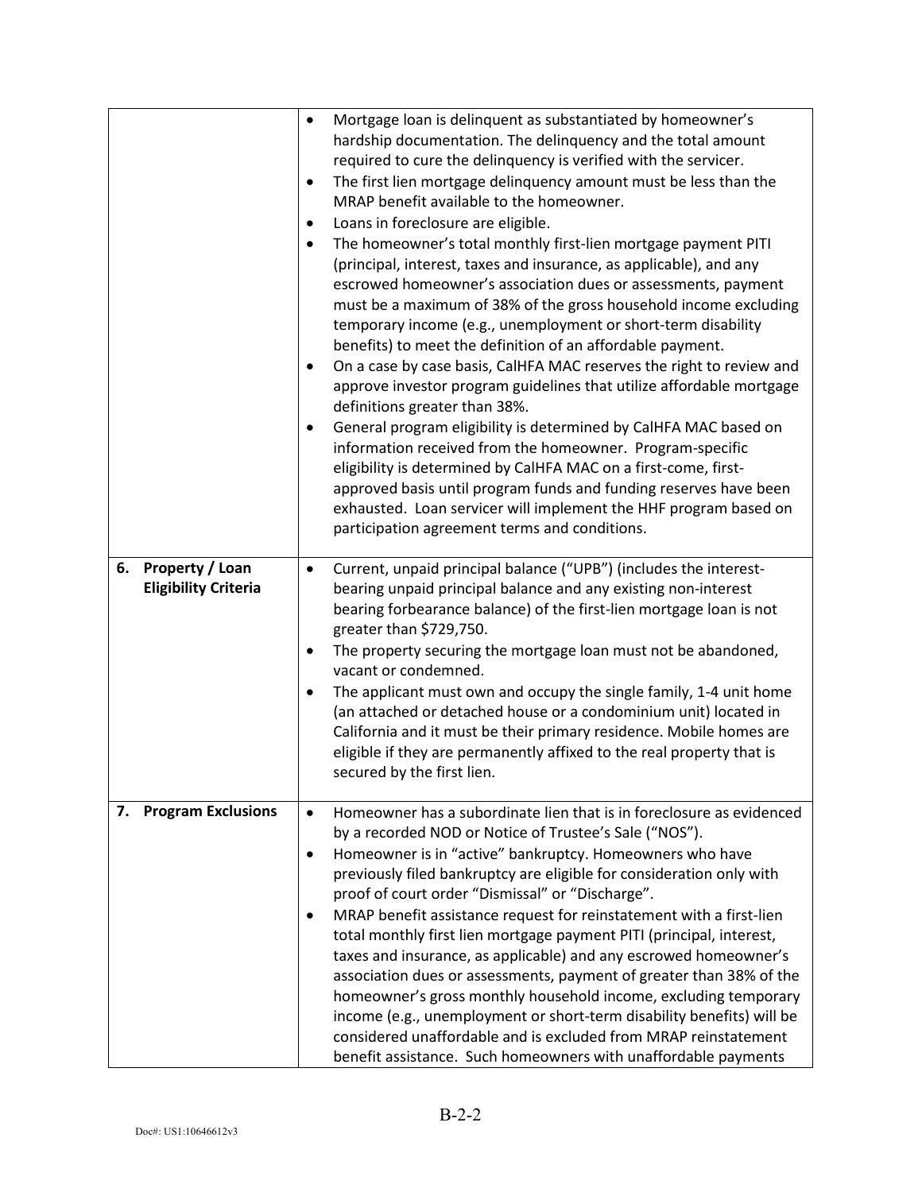| | |
|---|---|
| | • Mortgage loan is delinquent as substantiated by homeowner's hardship documentation. The delinquency and the total amount required to cure the delinquency is verified with the servicer.<br>• The first lien mortgage delinquency amount must be less than the MRAP benefit available to the homeowner.<br>• Loans in foreclosure are eligible.<br>• The homeowner's total monthly first-lien mortgage payment PITI (principal, interest, taxes and insurance, as applicable), and any escrowed homeowner's association dues or assessments, payment must be a maximum of 38% of the gross household income excluding temporary income (e.g., unemployment or short-term disability benefits) to meet the definition of an affordable payment.<br>• On a case by case basis, CalHFA MAC reserves the right to review and approve investor program guidelines that utilize affordable mortgage definitions greater than 38%.<br>• General program eligibility is determined by CalHFA MAC based on information received from the homeowner. Program-specific eligibility is determined by CalHFA MAC on a first-come, first-approved basis until program funds and funding reserves have been exhausted. Loan servicer will implement the HHF program based on participation agreement terms and conditions. |
| **6. Property / Loan Eligibility Criteria** | • Current, unpaid principal balance ("UPB") (includes the interest-bearing unpaid principal balance and any existing non-interest bearing forbearance balance) of the first-lien mortgage loan is not greater than $729,750.<br>• The property securing the mortgage loan must not be abandoned, vacant or condemned.<br>• The applicant must own and occupy the single family, 1-4 unit home (an attached or detached house or a condominium unit) located in California and it must be their primary residence. Mobile homes are eligible if they are permanently affixed to the real property that is secured by the first lien. |
| **7. Program Exclusions** | • Homeowner has a subordinate lien that is in foreclosure as evidenced by a recorded NOD or Notice of Trustee's Sale ("NOS").<br>• Homeowner is in "active" bankruptcy. Homeowners who have previously filed bankruptcy are eligible for consideration only with proof of court order "Dismissal" or "Discharge".<br>• MRAP benefit assistance request for reinstatement with a first-lien total monthly first lien mortgage payment PITI (principal, interest, taxes and insurance, as applicable) and any escrowed homeowner's association dues or assessments, payment of greater than 38% of the homeowner's gross monthly household income, excluding temporary income (e.g., unemployment or short-term disability benefits) will be considered unaffordable and is excluded from MRAP reinstatement benefit assistance. Such homeowners with unaffordable payments |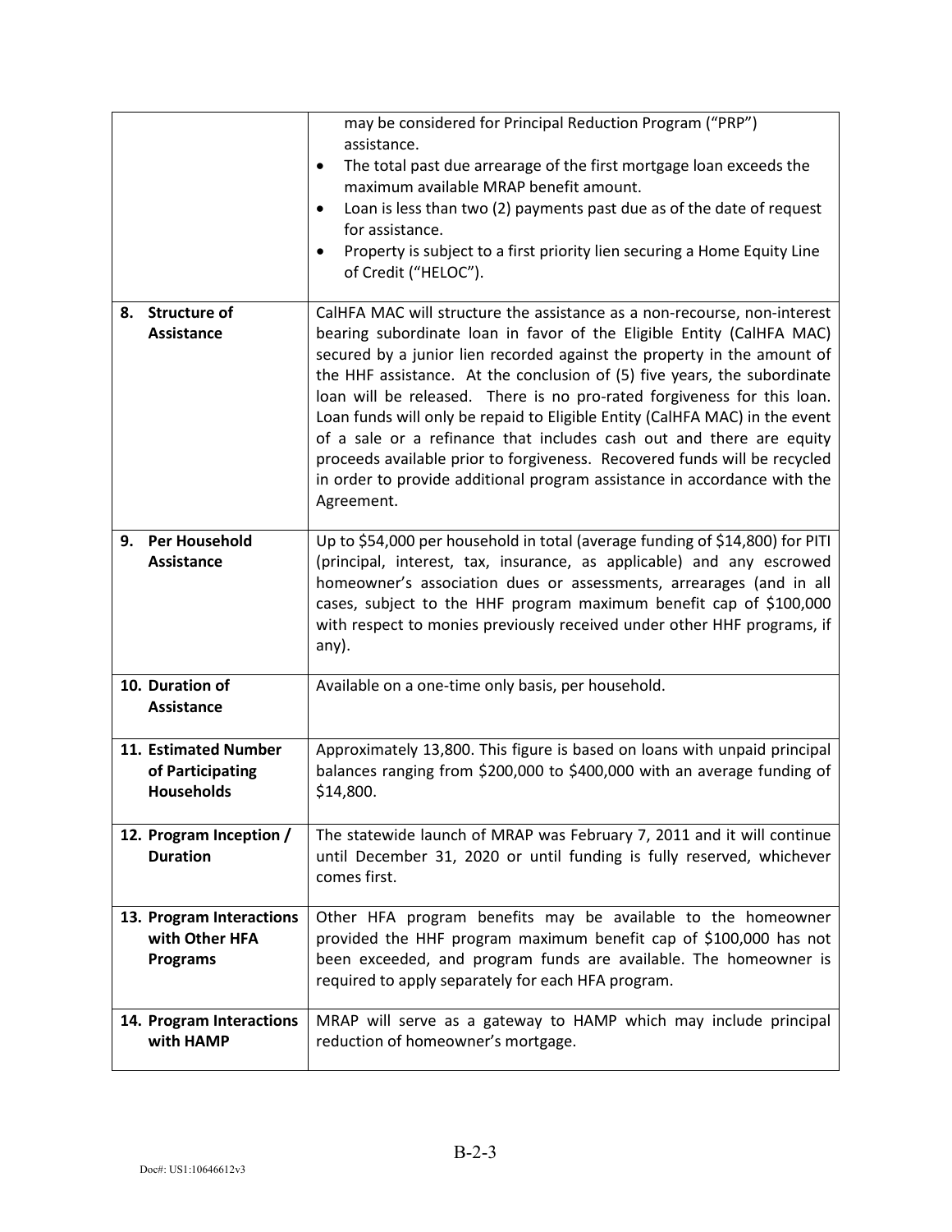| | |
|---|---|
| | may be considered for Principal Reduction Program ("PRP") assistance.<br>• The total past due arrearage of the first mortgage loan exceeds the maximum available MRAP benefit amount.<br>• Loan is less than two (2) payments past due as of the date of request for assistance.<br>• Property is subject to a first priority lien securing a Home Equity Line of Credit ("HELOC"). |
| **8. Structure of Assistance** | CalHFA MAC will structure the assistance as a non-recourse, non-interest bearing subordinate loan in favor of the Eligible Entity (CalHFA MAC) secured by a junior lien recorded against the property in the amount of the HHF assistance. At the conclusion of (5) five years, the subordinate loan will be released. There is no pro-rated forgiveness for this loan. Loan funds will only be repaid to Eligible Entity (CalHFA MAC) in the event of a sale or a refinance that includes cash out and there are equity proceeds available prior to forgiveness. Recovered funds will be recycled in order to provide additional program assistance in accordance with the Agreement. |
| **9. Per Household Assistance** | Up to $54,000 per household in total (average funding of $14,800) for PITI (principal, interest, tax, insurance, as applicable) and any escrowed homeowner's association dues or assessments, arrearages (and in all cases, subject to the HHF program maximum benefit cap of $100,000 with respect to monies previously received under other HHF programs, if any). |
| **10. Duration of Assistance** | Available on a one-time only basis, per household. |
| **11. Estimated Number of Participating Households** | Approximately 13,800. This figure is based on loans with unpaid principal balances ranging from $200,000 to $400,000 with an average funding of $14,800. |
| **12. Program Inception / Duration** | The statewide launch of MRAP was February 7, 2011 and it will continue until December 31, 2020 or until funding is fully reserved, whichever comes first. |
| **13. Program Interactions with Other HFA Programs** | Other HFA program benefits may be available to the homeowner provided the HHF program maximum benefit cap of $100,000 has not been exceeded, and program funds are available. The homeowner is required to apply separately for each HFA program. |
| **14. Program Interactions with HAMP** | MRAP will serve as a gateway to HAMP which may include principal reduction of homeowner's mortgage. |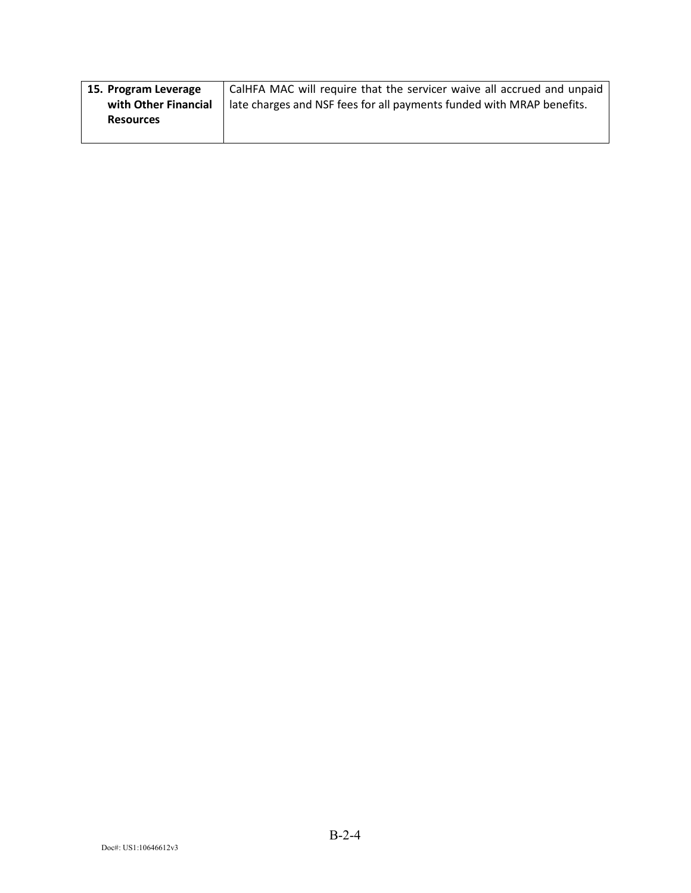| **15. Program Leverage with Other Financial Resources** | CalHFA MAC will require that the servicer waive all accrued and unpaid late charges and NSF fees for all payments funded with MRAP benefits. |
|---|---|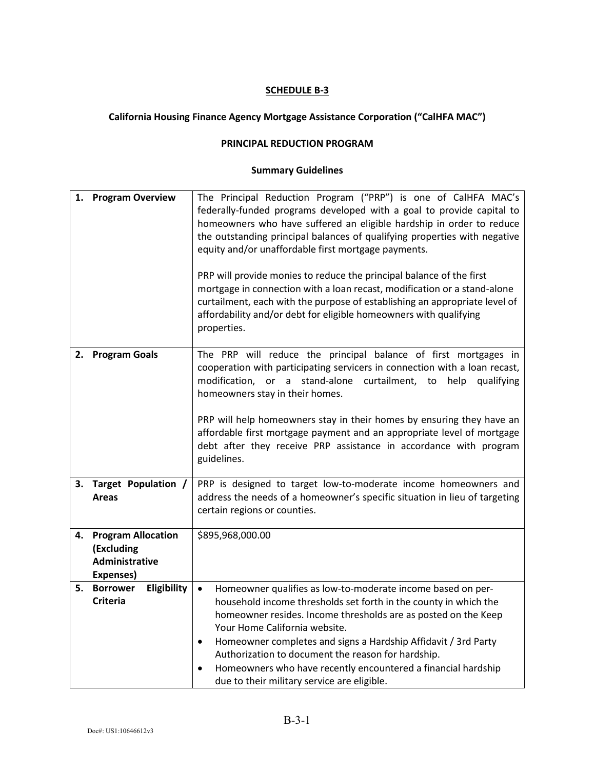**SCHEDULE B-3**

**California Housing Finance Agency Mortgage Assistance Corporation ("CalHFA MAC")**

**PRINCIPAL REDUCTION PROGRAM**

**Summary Guidelines**

| | |
|---|---|
| **1. Program Overview** | The Principal Reduction Program ("PRP") is one of CalHFA MAC's federally-funded programs developed with a goal to provide capital to homeowners who have suffered an eligible hardship in order to reduce the outstanding principal balances of qualifying properties with negative equity and/or unaffordable first mortgage payments.<br><br>PRP will provide monies to reduce the principal balance of the first mortgage in connection with a loan recast, modification or a stand-alone curtailment, each with the purpose of establishing an appropriate level of affordability and/or debt for eligible homeowners with qualifying properties. |
| **2. Program Goals** | The PRP will reduce the principal balance of first mortgages in cooperation with participating servicers in connection with a loan recast, modification, or a stand-alone curtailment, to help qualifying homeowners stay in their homes.<br><br>PRP will help homeowners stay in their homes by ensuring they have an affordable first mortgage payment and an appropriate level of mortgage debt after they receive PRP assistance in accordance with program guidelines. |
| **3. Target Population / Areas** | PRP is designed to target low-to-moderate income homeowners and address the needs of a homeowner's specific situation in lieu of targeting certain regions or counties. |
| **4. Program Allocation (Excluding Administrative Expenses)** | $895,968,000.00 |
| **5. Borrower Eligibility Criteria** | • Homeowner qualifies as low-to-moderate income based on per-household income thresholds set forth in the county in which the homeowner resides. Income thresholds are as posted on the Keep Your Home California website.<br>• Homeowner completes and signs a Hardship Affidavit / 3rd Party Authorization to document the reason for hardship.<br>• Homeowners who have recently encountered a financial hardship due to their military service are eligible. |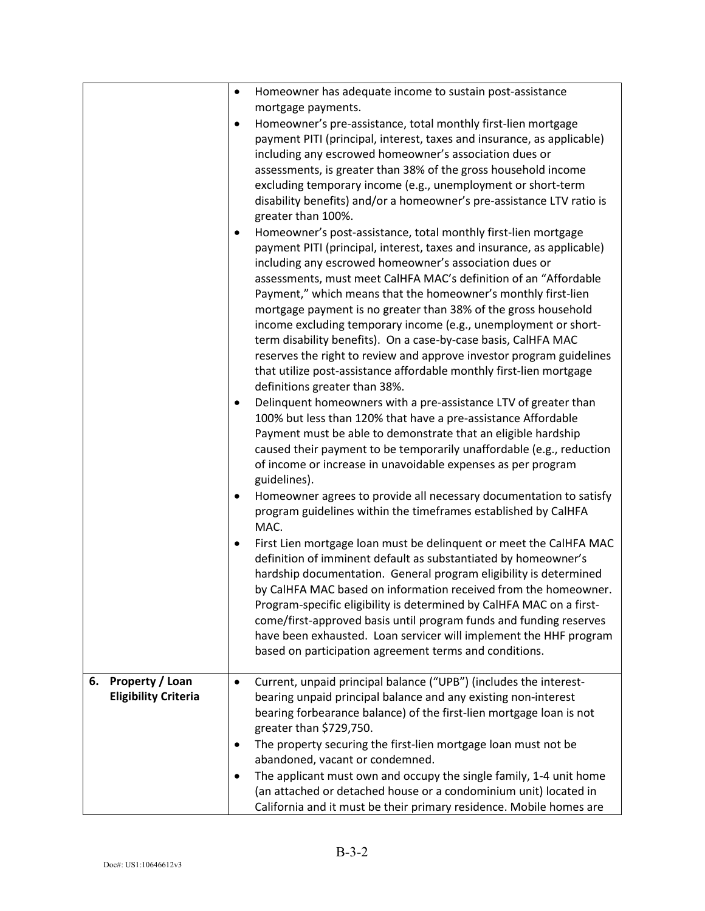| | |
|---|---|
| | • Homeowner has adequate income to sustain post-assistance mortgage payments.<br>• Homeowner's pre-assistance, total monthly first-lien mortgage payment PITI (principal, interest, taxes and insurance, as applicable) including any escrowed homeowner's association dues or assessments, is greater than 38% of the gross household income excluding temporary income (e.g., unemployment or short-term disability benefits) and/or a homeowner's pre-assistance LTV ratio is greater than 100%.<br>• Homeowner's post-assistance, total monthly first-lien mortgage payment PITI (principal, interest, taxes and insurance, as applicable) including any escrowed homeowner's association dues or assessments, must meet CalHFA MAC's definition of an "Affordable Payment," which means that the homeowner's monthly first-lien mortgage payment is no greater than 38% of the gross household income excluding temporary income (e.g., unemployment or short-term disability benefits). On a case-by-case basis, CalHFA MAC reserves the right to review and approve investor program guidelines that utilize post-assistance affordable monthly first-lien mortgage definitions greater than 38%.<br>• Delinquent homeowners with a pre-assistance LTV of greater than 100% but less than 120% that have a pre-assistance Affordable Payment must be able to demonstrate that an eligible hardship caused their payment to be temporarily unaffordable (e.g., reduction of income or increase in unavoidable expenses as per program guidelines).<br>• Homeowner agrees to provide all necessary documentation to satisfy program guidelines within the timeframes established by CalHFA MAC.<br>• First Lien mortgage loan must be delinquent or meet the CalHFA MAC definition of imminent default as substantiated by homeowner's hardship documentation. General program eligibility is determined by CalHFA MAC based on information received from the homeowner. Program-specific eligibility is determined by CalHFA MAC on a first-come/first-approved basis until program funds and funding reserves have been exhausted. Loan servicer will implement the HHF program based on participation agreement terms and conditions. |
| **6. Property / Loan Eligibility Criteria** | • Current, unpaid principal balance ("UPB") (includes the interest-bearing unpaid principal balance and any existing non-interest bearing forbearance balance) of the first-lien mortgage loan is not greater than $729,750.<br>• The property securing the first-lien mortgage loan must not be abandoned, vacant or condemned.<br>• The applicant must own and occupy the single family, 1-4 unit home (an attached or detached house or a condominium unit) located in California and it must be their primary residence. Mobile homes are |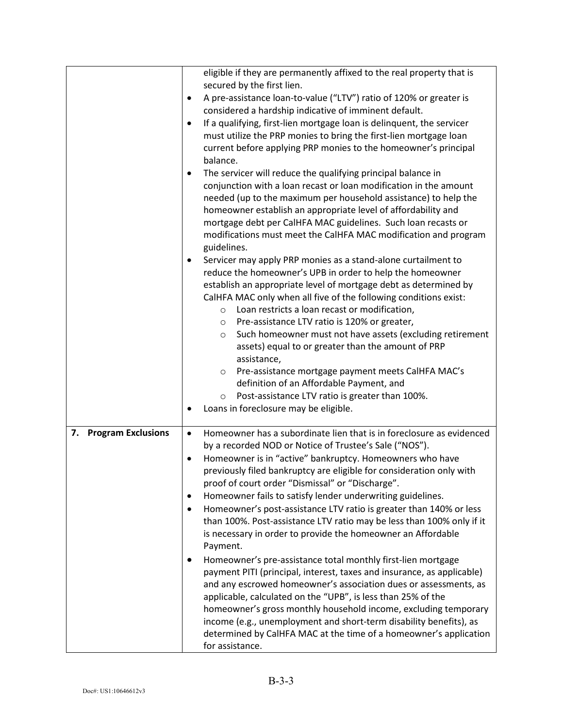| | |
|---|---|
| | eligible if they are permanently affixed to the real property that is secured by the first lien.<br>• A pre-assistance loan-to-value ("LTV") ratio of 120% or greater is considered a hardship indicative of imminent default.<br>• If a qualifying, first-lien mortgage loan is delinquent, the servicer must utilize the PRP monies to bring the first-lien mortgage loan current before applying PRP monies to the homeowner's principal balance.<br>• The servicer will reduce the qualifying principal balance in conjunction with a loan recast or loan modification in the amount needed (up to the maximum per household assistance) to help the homeowner establish an appropriate level of affordability and mortgage debt per CalHFA MAC guidelines. Such loan recasts or modifications must meet the CalHFA MAC modification and program guidelines.<br>• Servicer may apply PRP monies as a stand-alone curtailment to reduce the homeowner's UPB in order to help the homeowner establish an appropriate level of mortgage debt as determined by CalHFA MAC only when all five of the following conditions exist:<br>  ○ Loan restricts a loan recast or modification,<br>  ○ Pre-assistance LTV ratio is 120% or greater,<br>  ○ Such homeowner must not have assets (excluding retirement assets) equal to or greater than the amount of PRP assistance,<br>  ○ Pre-assistance mortgage payment meets CalHFA MAC's definition of an Affordable Payment, and<br>  ○ Post-assistance LTV ratio is greater than 100%.<br>• Loans in foreclosure may be eligible. |
| **7. Program Exclusions** | • Homeowner has a subordinate lien that is in foreclosure as evidenced by a recorded NOD or Notice of Trustee's Sale ("NOS").<br>• Homeowner is in "active" bankruptcy. Homeowners who have previously filed bankruptcy are eligible for consideration only with proof of court order "Dismissal" or "Discharge".<br>• Homeowner fails to satisfy lender underwriting guidelines.<br>• Homeowner's post-assistance LTV ratio is greater than 140% or less than 100%. Post-assistance LTV ratio may be less than 100% only if it is necessary in order to provide the homeowner an Affordable Payment.<br>• Homeowner's pre-assistance total monthly first-lien mortgage payment PITI (principal, interest, taxes and insurance, as applicable) and any escrowed homeowner's association dues or assessments, as applicable, calculated on the "UPB", is less than 25% of the homeowner's gross monthly household income, excluding temporary income (e.g., unemployment and short-term disability benefits), as determined by CalHFA MAC at the time of a homeowner's application for assistance. |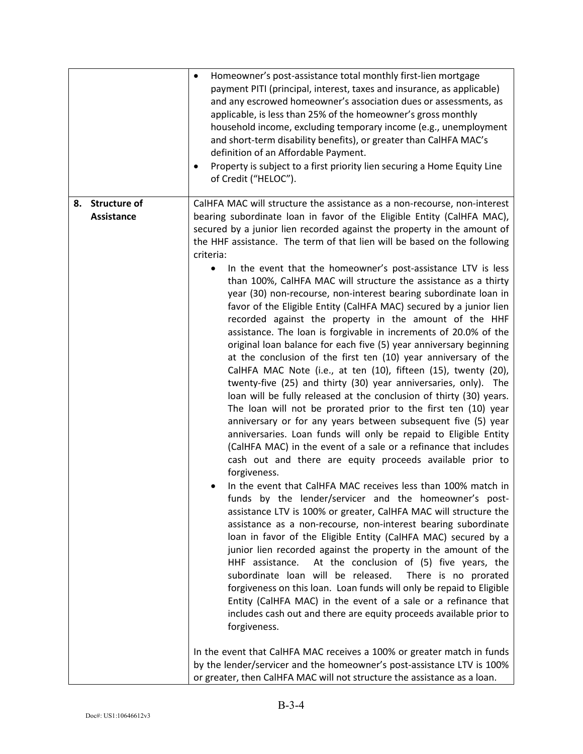| | |
|---|---|
| | • Homeowner's post-assistance total monthly first-lien mortgage payment PITI (principal, interest, taxes and insurance, as applicable) and any escrowed homeowner's association dues or assessments, as applicable, is less than 25% of the homeowner's gross monthly household income, excluding temporary income (e.g., unemployment and short-term disability benefits), or greater than CalHFA MAC's definition of an Affordable Payment.<br>• Property is subject to a first priority lien securing a Home Equity Line of Credit ("HELOC"). |
| **8. Structure of Assistance** | CalHFA MAC will structure the assistance as a non-recourse, non-interest bearing subordinate loan in favor of the Eligible Entity (CalHFA MAC), secured by a junior lien recorded against the property in the amount of the HHF assistance. The term of that lien will be based on the following criteria:<br>• In the event that the homeowner's post-assistance LTV is less than 100%, CalHFA MAC will structure the assistance as a thirty year (30) non-recourse, non-interest bearing subordinate loan in favor of the Eligible Entity (CalHFA MAC) secured by a junior lien recorded against the property in the amount of the HHF assistance. The loan is forgivable in increments of 20.0% of the original loan balance for each five (5) year anniversary beginning at the conclusion of the first ten (10) year anniversary of the CalHFA MAC Note (i.e., at ten (10), fifteen (15), twenty (20), twenty-five (25) and thirty (30) year anniversaries, only). The loan will be fully released at the conclusion of thirty (30) years. The loan will not be prorated prior to the first ten (10) year anniversary or for any years between subsequent five (5) year anniversaries. Loan funds will only be repaid to Eligible Entity (CalHFA MAC) in the event of a sale or a refinance that includes cash out and there are equity proceeds available prior to forgiveness.<br>• In the event that CalHFA MAC receives less than 100% match in funds by the lender/servicer and the homeowner's post-assistance LTV is 100% or greater, CalHFA MAC will structure the assistance as a non-recourse, non-interest bearing subordinate loan in favor of the Eligible Entity (CalHFA MAC) secured by a junior lien recorded against the property in the amount of the HHF assistance. At the conclusion of (5) five years, the subordinate loan will be released. There is no prorated forgiveness on this loan. Loan funds will only be repaid to Eligible Entity (CalHFA MAC) in the event of a sale or a refinance that includes cash out and there are equity proceeds available prior to forgiveness.<br><br>In the event that CalHFA MAC receives a 100% or greater match in funds by the lender/servicer and the homeowner's post-assistance LTV is 100% or greater, then CalHFA MAC will not structure the assistance as a loan. |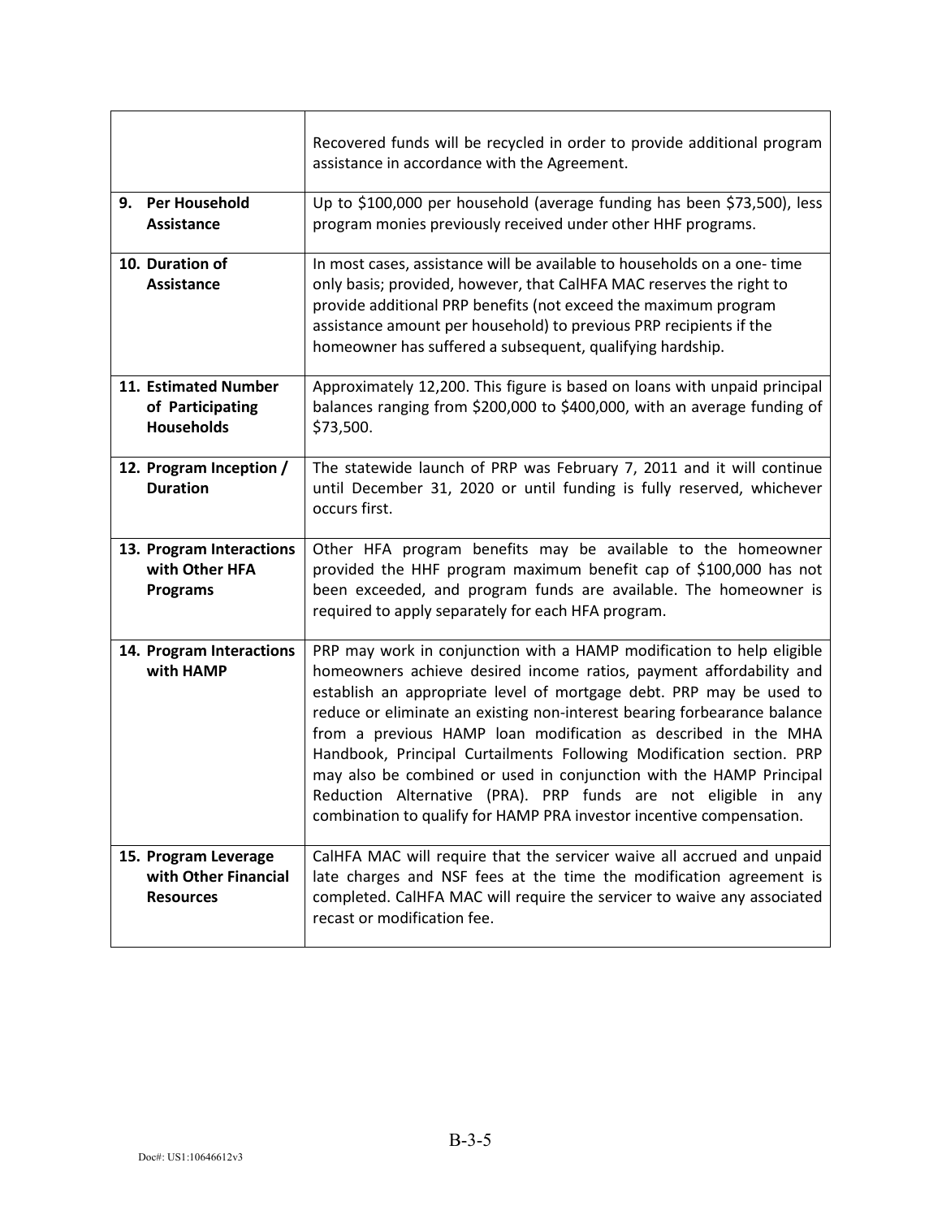| | |
|---|---|
| | Recovered funds will be recycled in order to provide additional program assistance in accordance with the Agreement. |
| **9. Per Household Assistance** | Up to $100,000 per household (average funding has been $73,500), less program monies previously received under other HHF programs. |
| **10. Duration of Assistance** | In most cases, assistance will be available to households on a one- time only basis; provided, however, that CalHFA MAC reserves the right to provide additional PRP benefits (not exceed the maximum program assistance amount per household) to previous PRP recipients if the homeowner has suffered a subsequent, qualifying hardship. |
| **11. Estimated Number of Participating Households** | Approximately 12,200. This figure is based on loans with unpaid principal balances ranging from $200,000 to $400,000, with an average funding of $73,500. |
| **12. Program Inception / Duration** | The statewide launch of PRP was February 7, 2011 and it will continue until December 31, 2020 or until funding is fully reserved, whichever occurs first. |
| **13. Program Interactions with Other HFA Programs** | Other HFA program benefits may be available to the homeowner provided the HHF program maximum benefit cap of $100,000 has not been exceeded, and program funds are available. The homeowner is required to apply separately for each HFA program. |
| **14. Program Interactions with HAMP** | PRP may work in conjunction with a HAMP modification to help eligible homeowners achieve desired income ratios, payment affordability and establish an appropriate level of mortgage debt. PRP may be used to reduce or eliminate an existing non-interest bearing forbearance balance from a previous HAMP loan modification as described in the MHA Handbook, Principal Curtailments Following Modification section. PRP may also be combined or used in conjunction with the HAMP Principal Reduction Alternative (PRA). PRP funds are not eligible in any combination to qualify for HAMP PRA investor incentive compensation. |
| **15. Program Leverage with Other Financial Resources** | CalHFA MAC will require that the servicer waive all accrued and unpaid late charges and NSF fees at the time the modification agreement is completed. CalHFA MAC will require the servicer to waive any associated recast or modification fee. |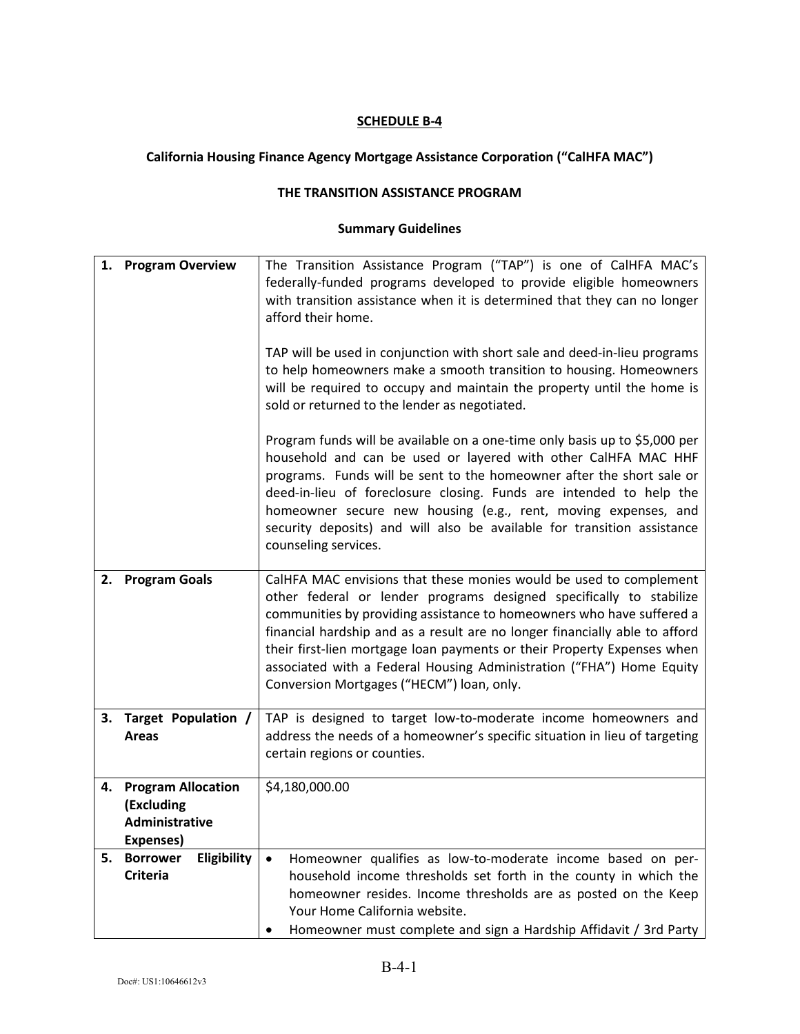**SCHEDULE B-4**

**California Housing Finance Agency Mortgage Assistance Corporation ("CalHFA MAC")**

**THE TRANSITION ASSISTANCE PROGRAM**

**Summary Guidelines**

| | |
|---|---|
| **1. Program Overview** | The Transition Assistance Program ("TAP") is one of CalHFA MAC's federally-funded programs developed to provide eligible homeowners with transition assistance when it is determined that they can no longer afford their home.<br><br>TAP will be used in conjunction with short sale and deed-in-lieu programs to help homeowners make a smooth transition to housing. Homeowners will be required to occupy and maintain the property until the home is sold or returned to the lender as negotiated.<br><br>Program funds will be available on a one-time only basis up to $5,000 per household and can be used or layered with other CalHFA MAC HHF programs. Funds will be sent to the homeowner after the short sale or deed-in-lieu of foreclosure closing. Funds are intended to help the homeowner secure new housing (e.g., rent, moving expenses, and security deposits) and will also be available for transition assistance counseling services. |
| **2. Program Goals** | CalHFA MAC envisions that these monies would be used to complement other federal or lender programs designed specifically to stabilize communities by providing assistance to homeowners who have suffered a financial hardship and as a result are no longer financially able to afford their first-lien mortgage loan payments or their Property Expenses when associated with a Federal Housing Administration ("FHA") Home Equity Conversion Mortgages ("HECM") loan, only. |
| **3. Target Population / Areas** | TAP is designed to target low-to-moderate income homeowners and address the needs of a homeowner's specific situation in lieu of targeting certain regions or counties. |
| **4. Program Allocation (Excluding Administrative Expenses)** | $4,180,000.00 |
| **5. Borrower Eligibility Criteria** | • Homeowner qualifies as low-to-moderate income based on per-household income thresholds set forth in the county in which the homeowner resides. Income thresholds are as posted on the Keep Your Home California website.<br>• Homeowner must complete and sign a Hardship Affidavit / 3rd Party |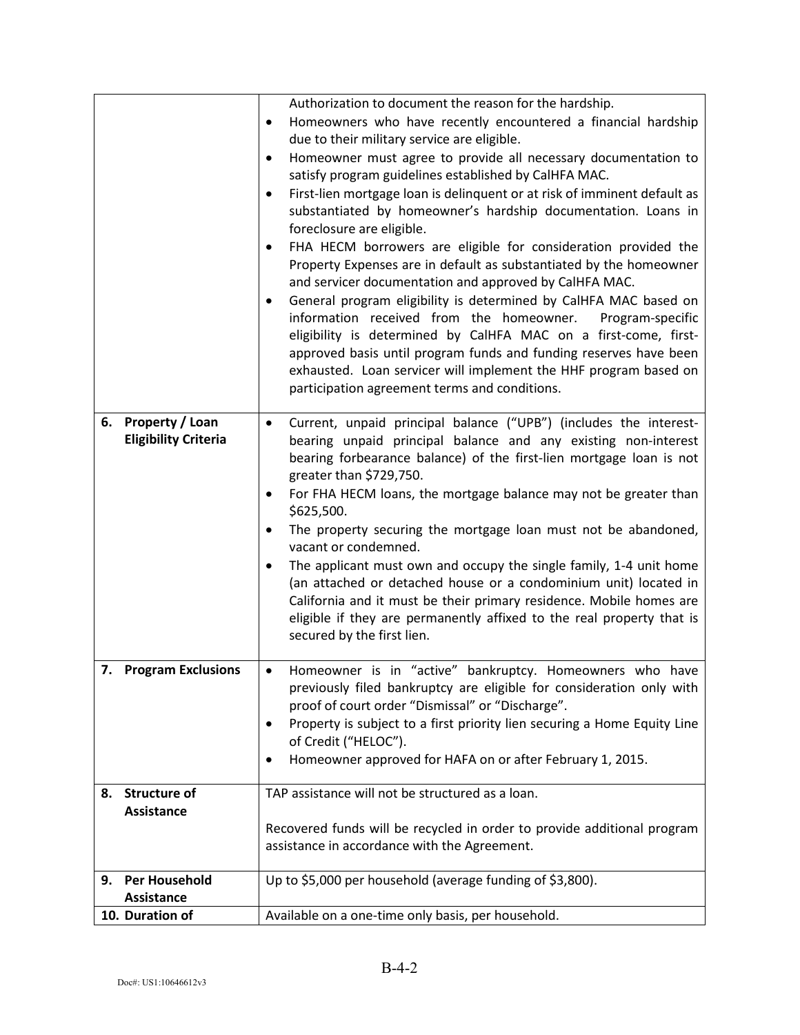| | |
|---|---|
| | Authorization to document the reason for the hardship.<br>• Homeowners who have recently encountered a financial hardship due to their military service are eligible.<br>• Homeowner must agree to provide all necessary documentation to satisfy program guidelines established by CalHFA MAC.<br>• First-lien mortgage loan is delinquent or at risk of imminent default as substantiated by homeowner's hardship documentation. Loans in foreclosure are eligible.<br>• FHA HECM borrowers are eligible for consideration provided the Property Expenses are in default as substantiated by the homeowner and servicer documentation and approved by CalHFA MAC.<br>• General program eligibility is determined by CalHFA MAC based on information received from the homeowner. Program-specific eligibility is determined by CalHFA MAC on a first-come, first-approved basis until program funds and funding reserves have been exhausted. Loan servicer will implement the HHF program based on participation agreement terms and conditions. |
| **6. Property / Loan Eligibility Criteria** | • Current, unpaid principal balance ("UPB") (includes the interest-bearing unpaid principal balance and any existing non-interest bearing forbearance balance) of the first-lien mortgage loan is not greater than $729,750.<br>• For FHA HECM loans, the mortgage balance may not be greater than $625,500.<br>• The property securing the mortgage loan must not be abandoned, vacant or condemned.<br>• The applicant must own and occupy the single family, 1-4 unit home (an attached or detached house or a condominium unit) located in California and it must be their primary residence. Mobile homes are eligible if they are permanently affixed to the real property that is secured by the first lien. |
| **7. Program Exclusions** | • Homeowner is in "active" bankruptcy. Homeowners who have previously filed bankruptcy are eligible for consideration only with proof of court order "Dismissal" or "Discharge".<br>• Property is subject to a first priority lien securing a Home Equity Line of Credit ("HELOC").<br>• Homeowner approved for HAFA on or after February 1, 2015. |
| **8. Structure of Assistance** | TAP assistance will not be structured as a loan.<br><br>Recovered funds will be recycled in order to provide additional program assistance in accordance with the Agreement. |
| **9. Per Household Assistance** | Up to $5,000 per household (average funding of $3,800). |
| **10. Duration of** | Available on a one-time only basis, per household. |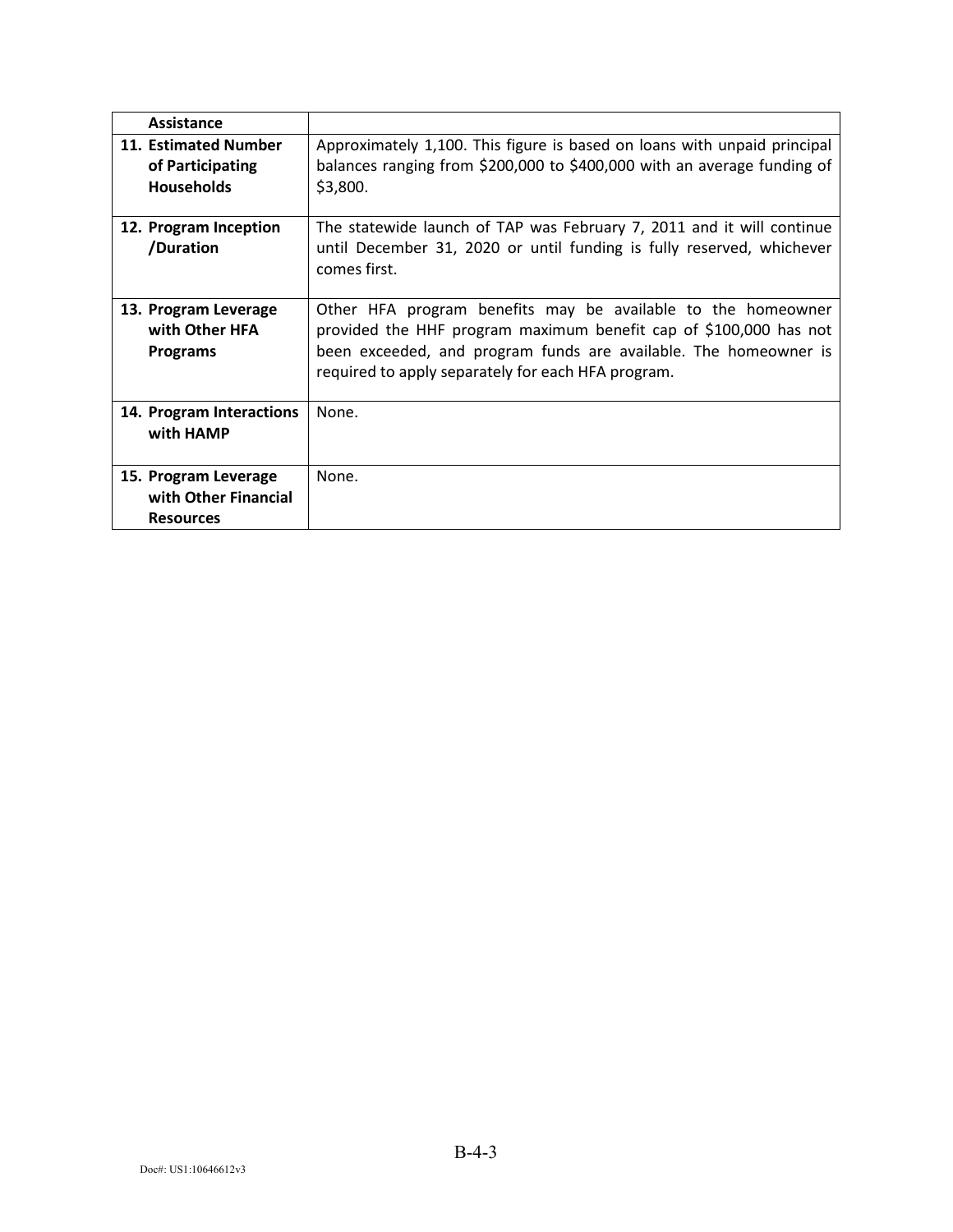| Assistance | |
|---|---|
| **11. Estimated Number of Participating Households** | Approximately 1,100. This figure is based on loans with unpaid principal balances ranging from $200,000 to $400,000 with an average funding of $3,800. |
| **12. Program Inception /Duration** | The statewide launch of TAP was February 7, 2011 and it will continue until December 31, 2020 or until funding is fully reserved, whichever comes first. |
| **13. Program Leverage with Other HFA Programs** | Other HFA program benefits may be available to the homeowner provided the HHF program maximum benefit cap of $100,000 has not been exceeded, and program funds are available. The homeowner is required to apply separately for each HFA program. |
| **14. Program Interactions with HAMP** | None. |
| **15. Program Leverage with Other Financial Resources** | None. |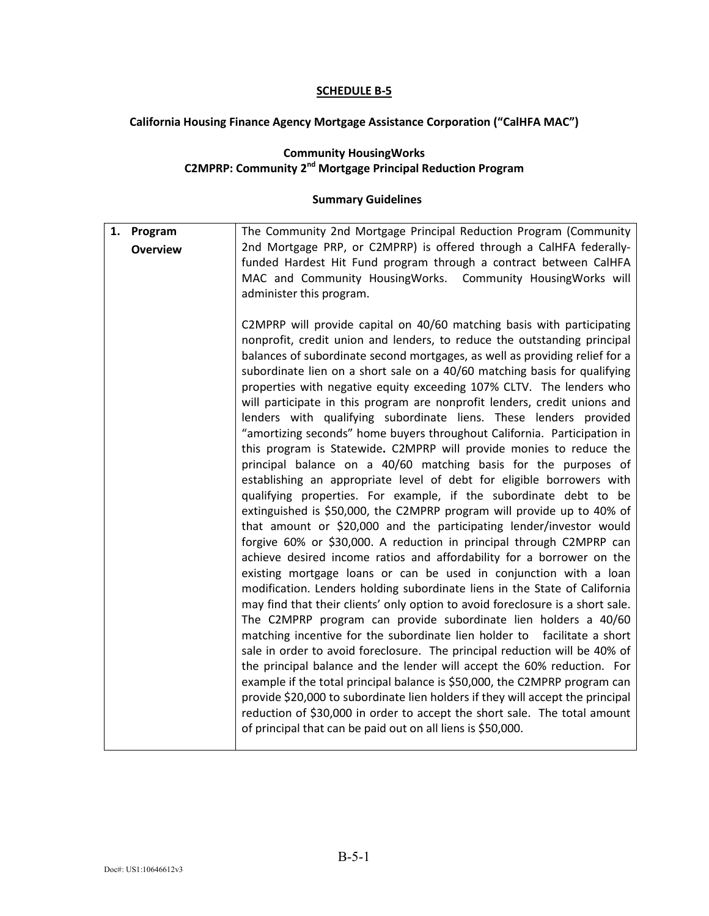**SCHEDULE B-5**

**California Housing Finance Agency Mortgage Assistance Corporation ("CalHFA MAC")**

**Community HousingWorks**
**C2MPRP: Community 2nd Mortgage Principal Reduction Program**

**Summary Guidelines**

| | |
|---|---|
| **1. Program Overview** | The Community 2nd Mortgage Principal Reduction Program (Community 2nd Mortgage PRP, or C2MPRP) is offered through a CalHFA federally-funded Hardest Hit Fund program through a contract between CalHFA MAC and Community HousingWorks. Community HousingWorks will administer this program.<br><br>C2MPRP will provide capital on 40/60 matching basis with participating nonprofit, credit union and lenders, to reduce the outstanding principal balances of subordinate second mortgages, as well as providing relief for a subordinate lien on a short sale on a 40/60 matching basis for qualifying properties with negative equity exceeding 107% CLTV. The lenders who will participate in this program are nonprofit lenders, credit unions and lenders with qualifying subordinate liens. These lenders provided "amortizing seconds" home buyers throughout California. Participation in this program is Statewide**.** C2MPRP will provide monies to reduce the principal balance on a 40/60 matching basis for the purposes of establishing an appropriate level of debt for eligible borrowers with qualifying properties. For example, if the subordinate debt to be extinguished is $50,000, the C2MPRP program will provide up to 40% of that amount or $20,000 and the participating lender/investor would forgive 60% or $30,000. A reduction in principal through C2MPRP can achieve desired income ratios and affordability for a borrower on the existing mortgage loans or can be used in conjunction with a loan modification. Lenders holding subordinate liens in the State of California may find that their clients' only option to avoid foreclosure is a short sale. The C2MPRP program can provide subordinate lien holders a 40/60 matching incentive for the subordinate lien holder to facilitate a short sale in order to avoid foreclosure. The principal reduction will be 40% of the principal balance and the lender will accept the 60% reduction. For example if the total principal balance is $50,000, the C2MPRP program can provide $20,000 to subordinate lien holders if they will accept the principal reduction of $30,000 in order to accept the short sale. The total amount of principal that can be paid out on all liens is $50,000. |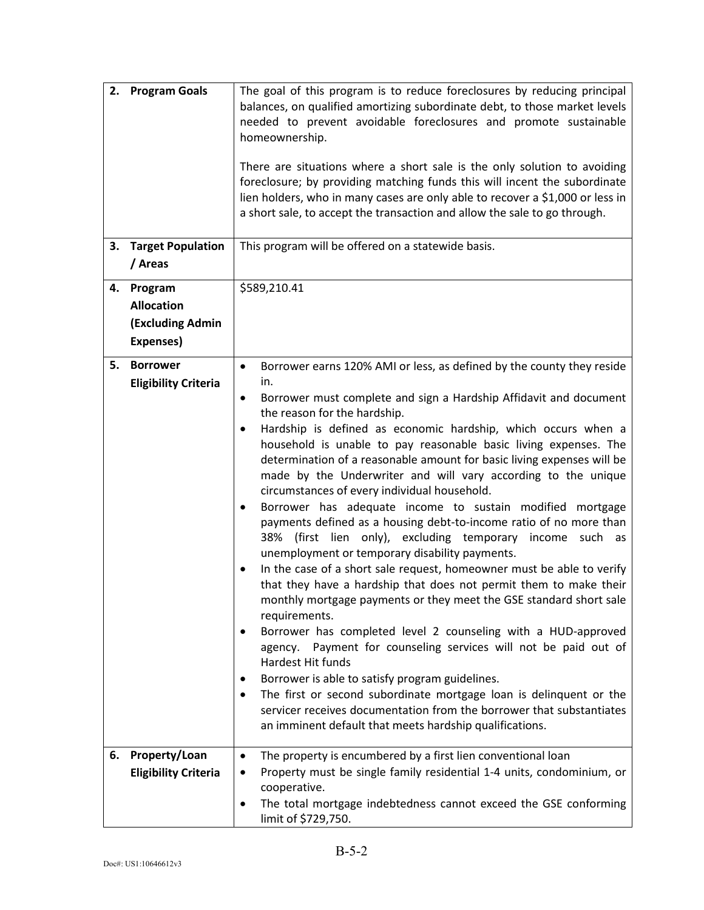| | |
|---|---|
| **2. Program Goals** | The goal of this program is to reduce foreclosures by reducing principal balances, on qualified amortizing subordinate debt, to those market levels needed to prevent avoidable foreclosures and promote sustainable homeownership.<br><br>There are situations where a short sale is the only solution to avoiding foreclosure; by providing matching funds this will incent the subordinate lien holders, who in many cases are only able to recover a $1,000 or less in a short sale, to accept the transaction and allow the sale to go through. |
| **3. Target Population / Areas** | This program will be offered on a statewide basis. |
| **4. Program Allocation (Excluding Admin Expenses)** | $589,210.41 |
| **5. Borrower Eligibility Criteria** | • Borrower earns 120% AMI or less, as defined by the county they reside in.<br>• Borrower must complete and sign a Hardship Affidavit and document the reason for the hardship.<br>• Hardship is defined as economic hardship, which occurs when a household is unable to pay reasonable basic living expenses. The determination of a reasonable amount for basic living expenses will be made by the Underwriter and will vary according to the unique circumstances of every individual household.<br>• Borrower has adequate income to sustain modified mortgage payments defined as a housing debt-to-income ratio of no more than 38% (first lien only), excluding temporary income such as unemployment or temporary disability payments.<br>• In the case of a short sale request, homeowner must be able to verify that they have a hardship that does not permit them to make their monthly mortgage payments or they meet the GSE standard short sale requirements.<br>• Borrower has completed level 2 counseling with a HUD-approved agency. Payment for counseling services will not be paid out of Hardest Hit funds<br>• Borrower is able to satisfy program guidelines.<br>• The first or second subordinate mortgage loan is delinquent or the servicer receives documentation from the borrower that substantiates an imminent default that meets hardship qualifications. |
| **6. Property/Loan Eligibility Criteria** | • The property is encumbered by a first lien conventional loan<br>• Property must be single family residential 1-4 units, condominium, or cooperative.<br>• The total mortgage indebtedness cannot exceed the GSE conforming limit of $729,750. |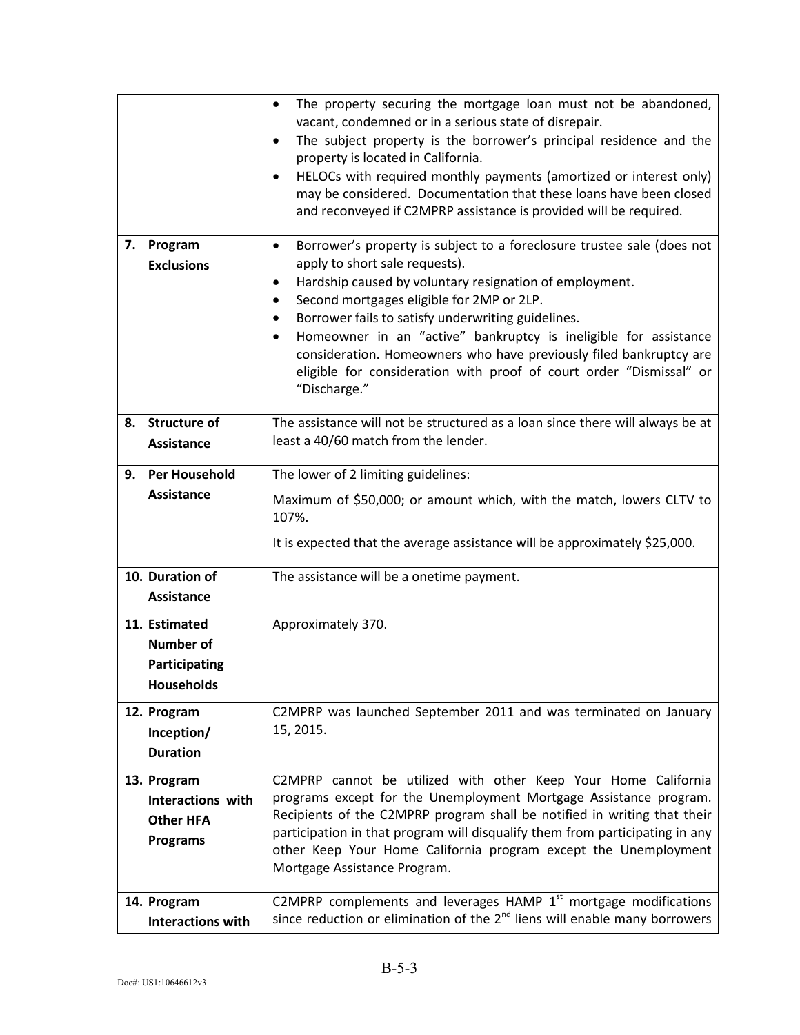| | |
|---|---|
| | • The property securing the mortgage loan must not be abandoned, vacant, condemned or in a serious state of disrepair.<br>• The subject property is the borrower's principal residence and the property is located in California.<br>• HELOCs with required monthly payments (amortized or interest only) may be considered. Documentation that these loans have been closed and reconveyed if C2MPRP assistance is provided will be required. |
| **7. Program Exclusions** | • Borrower's property is subject to a foreclosure trustee sale (does not apply to short sale requests).<br>• Hardship caused by voluntary resignation of employment.<br>• Second mortgages eligible for 2MP or 2LP.<br>• Borrower fails to satisfy underwriting guidelines.<br>• Homeowner in an "active" bankruptcy is ineligible for assistance consideration. Homeowners who have previously filed bankruptcy are eligible for consideration with proof of court order "Dismissal" or "Discharge." |
| **8. Structure of Assistance** | The assistance will not be structured as a loan since there will always be at least a 40/60 match from the lender. |
| **9. Per Household Assistance** | The lower of 2 limiting guidelines:<br>Maximum of $50,000; or amount which, with the match, lowers CLTV to 107%.<br>It is expected that the average assistance will be approximately $25,000. |
| **10. Duration of Assistance** | The assistance will be a onetime payment. |
| **11. Estimated Number of Participating Households** | Approximately 370. |
| **12. Program Inception/ Duration** | C2MPRP was launched September 2011 and was terminated on January 15, 2015. |
| **13. Program Interactions with Other HFA Programs** | C2MPRP cannot be utilized with other Keep Your Home California programs except for the Unemployment Mortgage Assistance program. Recipients of the C2MPRP program shall be notified in writing that their participation in that program will disqualify them from participating in any other Keep Your Home California program except the Unemployment Mortgage Assistance Program. |
| **14. Program Interactions with** | C2MPRP complements and leverages HAMP 1st mortgage modifications since reduction or elimination of the 2nd liens will enable many borrowers |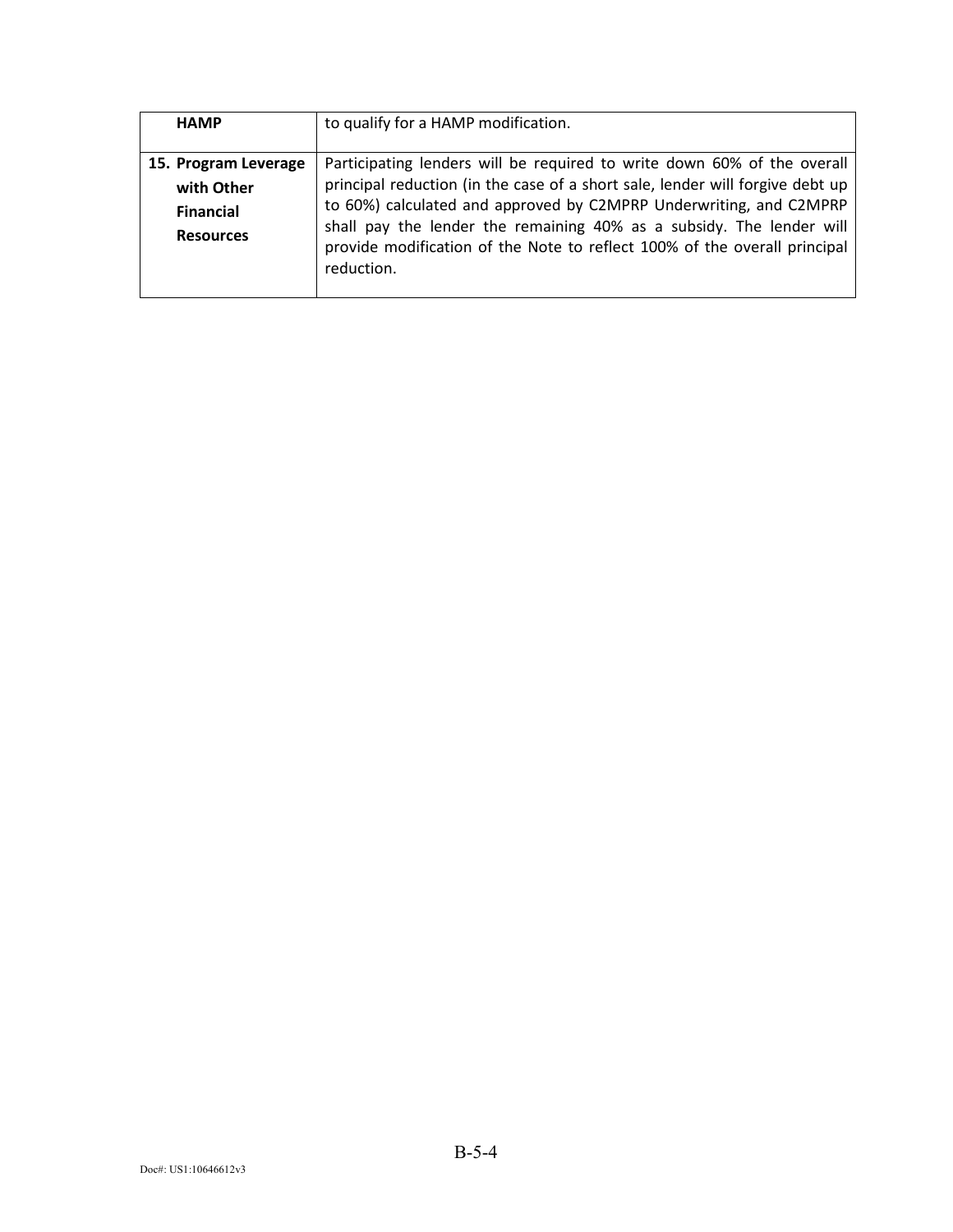| HAMP | to qualify for a HAMP modification. |
|---|---|
| **15. Program Leverage with Other Financial Resources** | Participating lenders will be required to write down 60% of the overall principal reduction (in the case of a short sale, lender will forgive debt up to 60%) calculated and approved by C2MPRP Underwriting, and C2MPRP shall pay the lender the remaining 40% as a subsidy. The lender will provide modification of the Note to reflect 100% of the overall principal reduction. |

Doc#: US1:10646612v3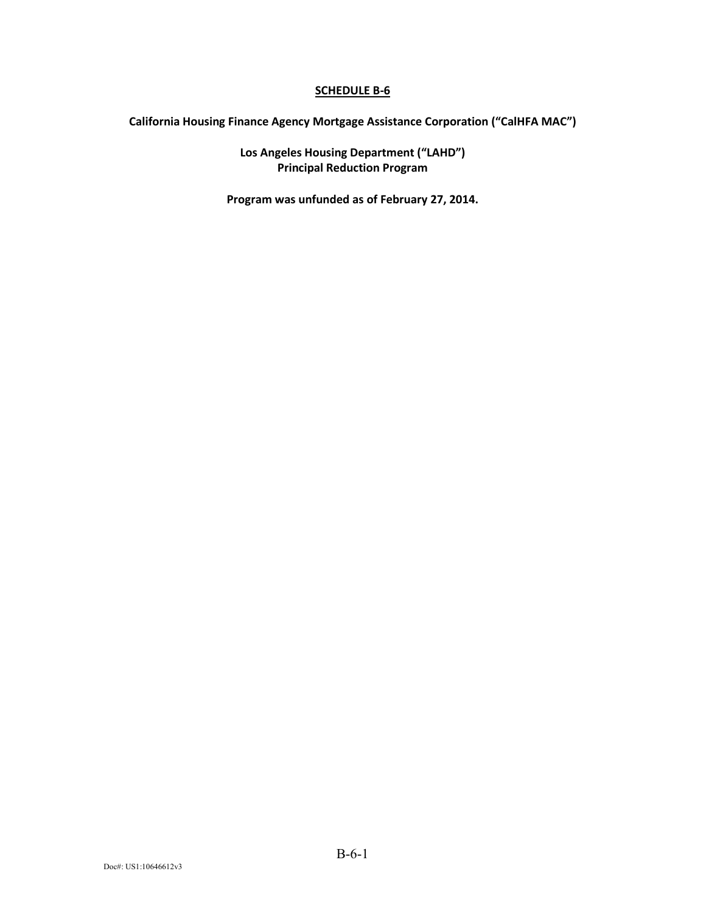**SCHEDULE B-6**

**California Housing Finance Agency Mortgage Assistance Corporation ("CalHFA MAC")**

**Los Angeles Housing Department ("LAHD")**
**Principal Reduction Program**

**Program was unfunded as of February 27, 2014.**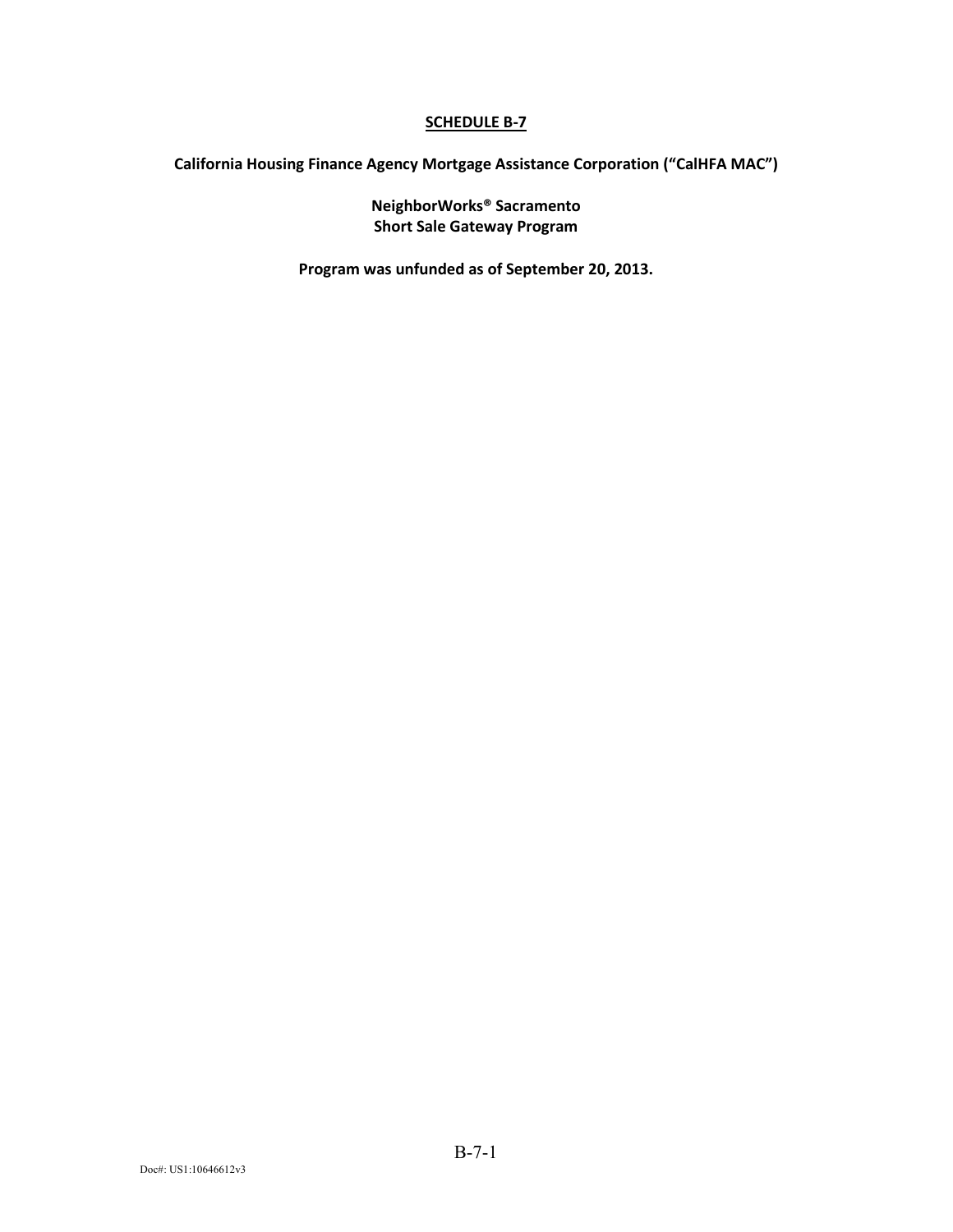## SCHEDULE B-7

**California Housing Finance Agency Mortgage Assistance Corporation ("CalHFA MAC")**

**NeighborWorks® Sacramento**
**Short Sale Gateway Program**

**Program was unfunded as of September 20, 2013.**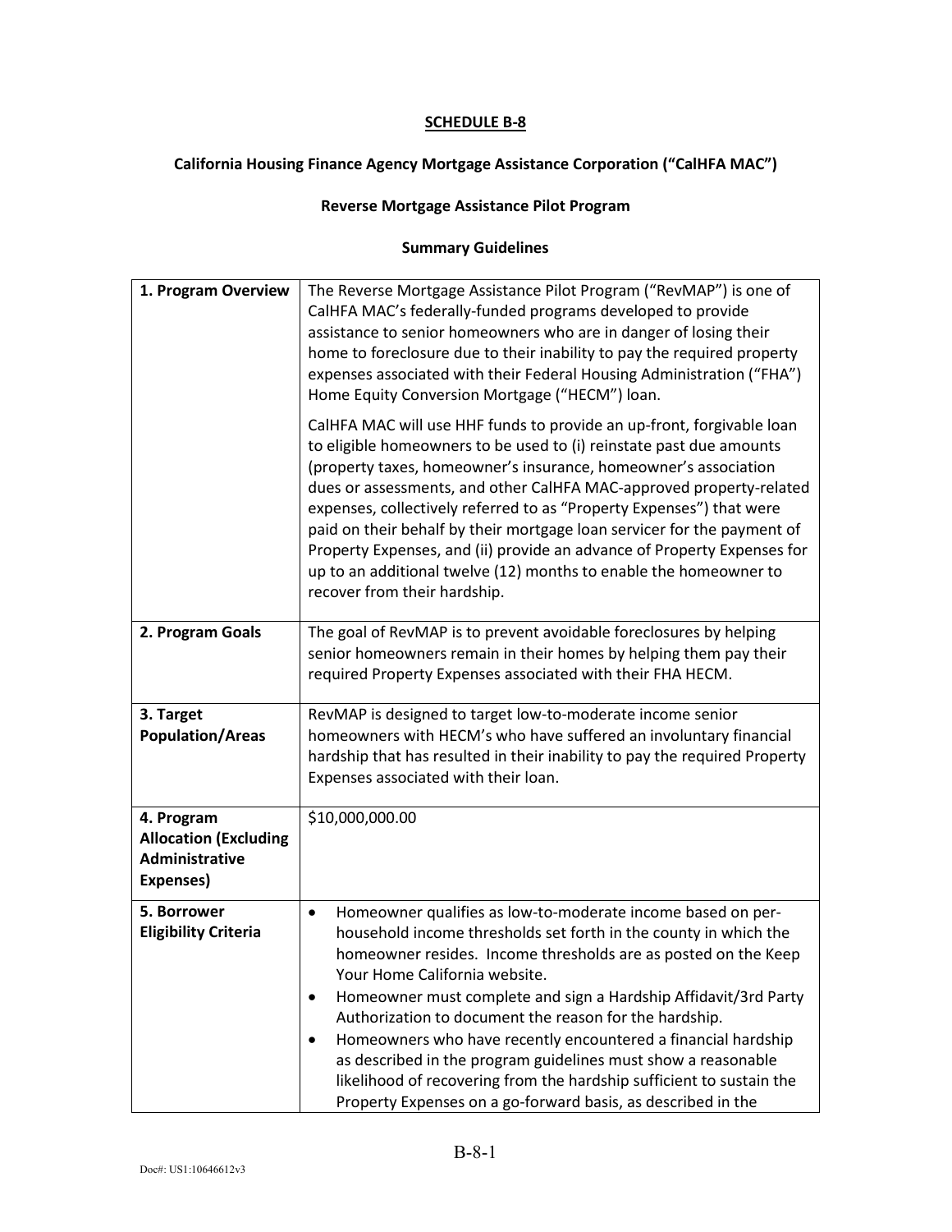**SCHEDULE B-8**

**California Housing Finance Agency Mortgage Assistance Corporation ("CalHFA MAC")**

**Reverse Mortgage Assistance Pilot Program**

**Summary Guidelines**

| | |
|---|---|
| **1. Program Overview** | The Reverse Mortgage Assistance Pilot Program ("RevMAP") is one of CalHFA MAC's federally-funded programs developed to provide assistance to senior homeowners who are in danger of losing their home to foreclosure due to their inability to pay the required property expenses associated with their Federal Housing Administration ("FHA") Home Equity Conversion Mortgage ("HECM") loan.<br><br>CalHFA MAC will use HHF funds to provide an up-front, forgivable loan to eligible homeowners to be used to (i) reinstate past due amounts (property taxes, homeowner's insurance, homeowner's association dues or assessments, and other CalHFA MAC-approved property-related expenses, collectively referred to as "Property Expenses") that were paid on their behalf by their mortgage loan servicer for the payment of Property Expenses, and (ii) provide an advance of Property Expenses for up to an additional twelve (12) months to enable the homeowner to recover from their hardship. |
| **2. Program Goals** | The goal of RevMAP is to prevent avoidable foreclosures by helping senior homeowners remain in their homes by helping them pay their required Property Expenses associated with their FHA HECM. |
| **3. Target Population/Areas** | RevMAP is designed to target low-to-moderate income senior homeowners with HECM's who have suffered an involuntary financial hardship that has resulted in their inability to pay the required Property Expenses associated with their loan. |
| **4. Program Allocation (Excluding Administrative Expenses)** | $10,000,000.00 |
| **5. Borrower Eligibility Criteria** | • Homeowner qualifies as low-to-moderate income based on per-household income thresholds set forth in the county in which the homeowner resides. Income thresholds are as posted on the Keep Your Home California website.<br>• Homeowner must complete and sign a Hardship Affidavit/3rd Party Authorization to document the reason for the hardship.<br>• Homeowners who have recently encountered a financial hardship as described in the program guidelines must show a reasonable likelihood of recovering from the hardship sufficient to sustain the Property Expenses on a go-forward basis, as described in the |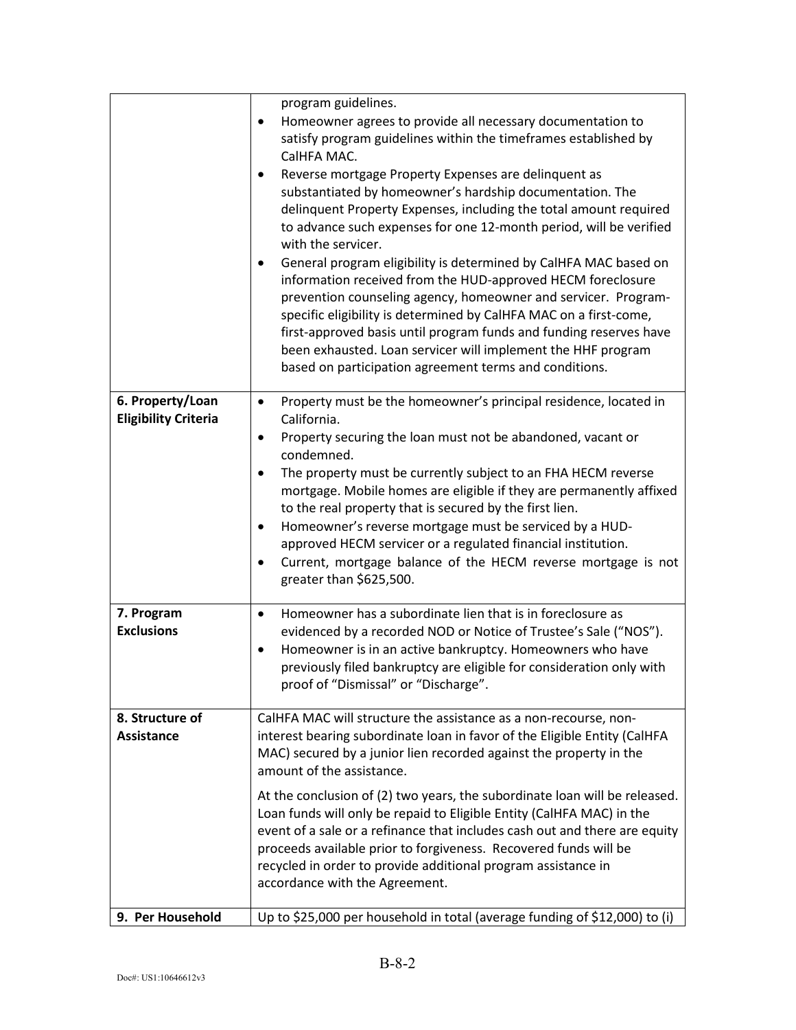| | |
|---|---|
| | program guidelines.<br>• Homeowner agrees to provide all necessary documentation to satisfy program guidelines within the timeframes established by CalHFA MAC.<br>• Reverse mortgage Property Expenses are delinquent as substantiated by homeowner's hardship documentation. The delinquent Property Expenses, including the total amount required to advance such expenses for one 12-month period, will be verified with the servicer.<br>• General program eligibility is determined by CalHFA MAC based on information received from the HUD-approved HECM foreclosure prevention counseling agency, homeowner and servicer. Program-specific eligibility is determined by CalHFA MAC on a first-come, first-approved basis until program funds and funding reserves have been exhausted. Loan servicer will implement the HHF program based on participation agreement terms and conditions. |
| **6. Property/Loan Eligibility Criteria** | • Property must be the homeowner's principal residence, located in California.<br>• Property securing the loan must not be abandoned, vacant or condemned.<br>• The property must be currently subject to an FHA HECM reverse mortgage. Mobile homes are eligible if they are permanently affixed to the real property that is secured by the first lien.<br>• Homeowner's reverse mortgage must be serviced by a HUD-approved HECM servicer or a regulated financial institution.<br>• Current, mortgage balance of the HECM reverse mortgage is not greater than $625,500. |
| **7. Program Exclusions** | • Homeowner has a subordinate lien that is in foreclosure as evidenced by a recorded NOD or Notice of Trustee's Sale ("NOS").<br>• Homeowner is in an active bankruptcy. Homeowners who have previously filed bankruptcy are eligible for consideration only with proof of "Dismissal" or "Discharge". |
| **8. Structure of Assistance** | CalHFA MAC will structure the assistance as a non-recourse, non-interest bearing subordinate loan in favor of the Eligible Entity (CalHFA MAC) secured by a junior lien recorded against the property in the amount of the assistance.<br><br>At the conclusion of (2) two years, the subordinate loan will be released. Loan funds will only be repaid to Eligible Entity (CalHFA MAC) in the event of a sale or a refinance that includes cash out and there are equity proceeds available prior to forgiveness. Recovered funds will be recycled in order to provide additional program assistance in accordance with the Agreement. |
| **9. Per Household** | Up to $25,000 per household in total (average funding of $12,000) to (i) |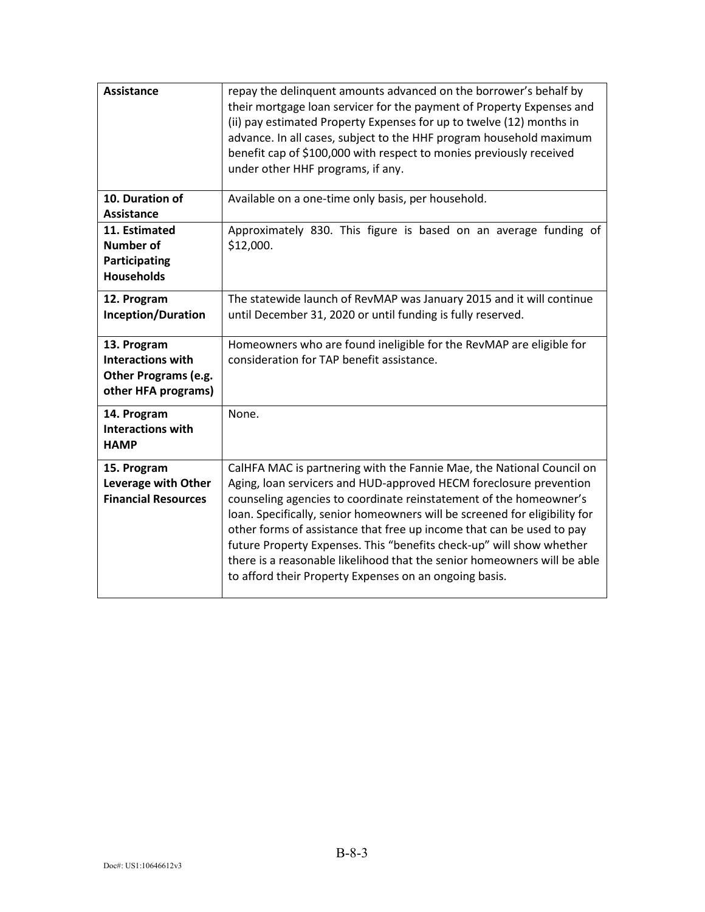| Assistance | repay the delinquent amounts advanced on the borrower's behalf by their mortgage loan servicer for the payment of Property Expenses and (ii) pay estimated Property Expenses for up to twelve (12) months in advance. In all cases, subject to the HHF program household maximum benefit cap of $100,000 with respect to monies previously received under other HHF programs, if any. |
|---|---|
| **10. Duration of Assistance** | Available on a one-time only basis, per household. |
| **11. Estimated Number of Participating Households** | Approximately 830. This figure is based on an average funding of $12,000. |
| **12. Program Inception/Duration** | The statewide launch of RevMAP was January 2015 and it will continue until December 31, 2020 or until funding is fully reserved. |
| **13. Program Interactions with Other Programs (e.g. other HFA programs)** | Homeowners who are found ineligible for the RevMAP are eligible for consideration for TAP benefit assistance. |
| **14. Program Interactions with HAMP** | None. |
| **15. Program Leverage with Other Financial Resources** | CalHFA MAC is partnering with the Fannie Mae, the National Council on Aging, loan servicers and HUD-approved HECM foreclosure prevention counseling agencies to coordinate reinstatement of the homeowner's loan. Specifically, senior homeowners will be screened for eligibility for other forms of assistance that free up income that can be used to pay future Property Expenses. This "benefits check-up" will show whether there is a reasonable likelihood that the senior homeowners will be able to afford their Property Expenses on an ongoing basis. |

B-8-3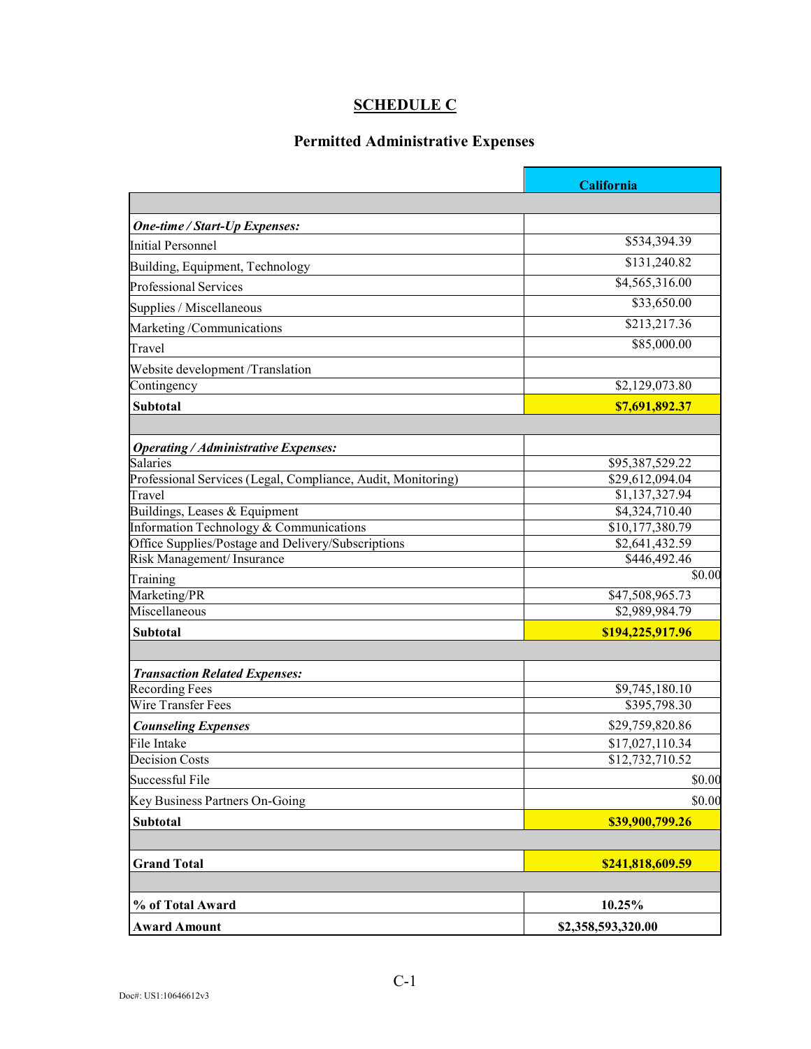# SCHEDULE C

## Permitted Administrative Expenses

| | California |
|---|---|
| | |
| ***One-time / Start-Up Expenses:*** | |
| Initial Personnel | $534,394.39 |
| Building, Equipment, Technology | $131,240.82 |
| Professional Services | $4,565,316.00 |
| Supplies / Miscellaneous | $33,650.00 |
| Marketing /Communications | $213,217.36 |
| Travel | $85,000.00 |
| Website development /Translation | |
| Contingency | $2,129,073.80 |
| **Subtotal** | **$7,691,892.37** |
| | |
| ***Operating / Administrative Expenses:*** | |
| Salaries | $95,387,529.22 |
| Professional Services (Legal, Compliance, Audit, Monitoring) | $29,612,094.04 |
| Travel | $1,137,327.94 |
| Buildings, Leases & Equipment | $4,324,710.40 |
| Information Technology & Communications | $10,177,380.79 |
| Office Supplies/Postage and Delivery/Subscriptions | $2,641,432.59 |
| Risk Management/ Insurance | $446,492.46 |
| Training | $0.00 |
| Marketing/PR | $47,508,965.73 |
| Miscellaneous | $2,989,984.79 |
| **Subtotal** | **$194,225,917.96** |
| | |
| ***Transaction Related Expenses:*** | |
| Recording Fees | $9,745,180.10 |
| Wire Transfer Fees | $395,798.30 |
| ***Counseling Expenses*** | $29,759,820.86 |
| File Intake | $17,027,110.34 |
| Decision Costs | $12,732,710.52 |
| Successful File | $0.00 |
| Key Business Partners On-Going | $0.00 |
| **Subtotal** | **$39,900,799.26** |
| | |
| **Grand Total** | **$241,818,609.59** |
| | |
| **% of Total Award** | **10.25%** |
| **Award Amount** | **$2,358,593,320.00** |

C-1

Doc#: US1:10646612v3